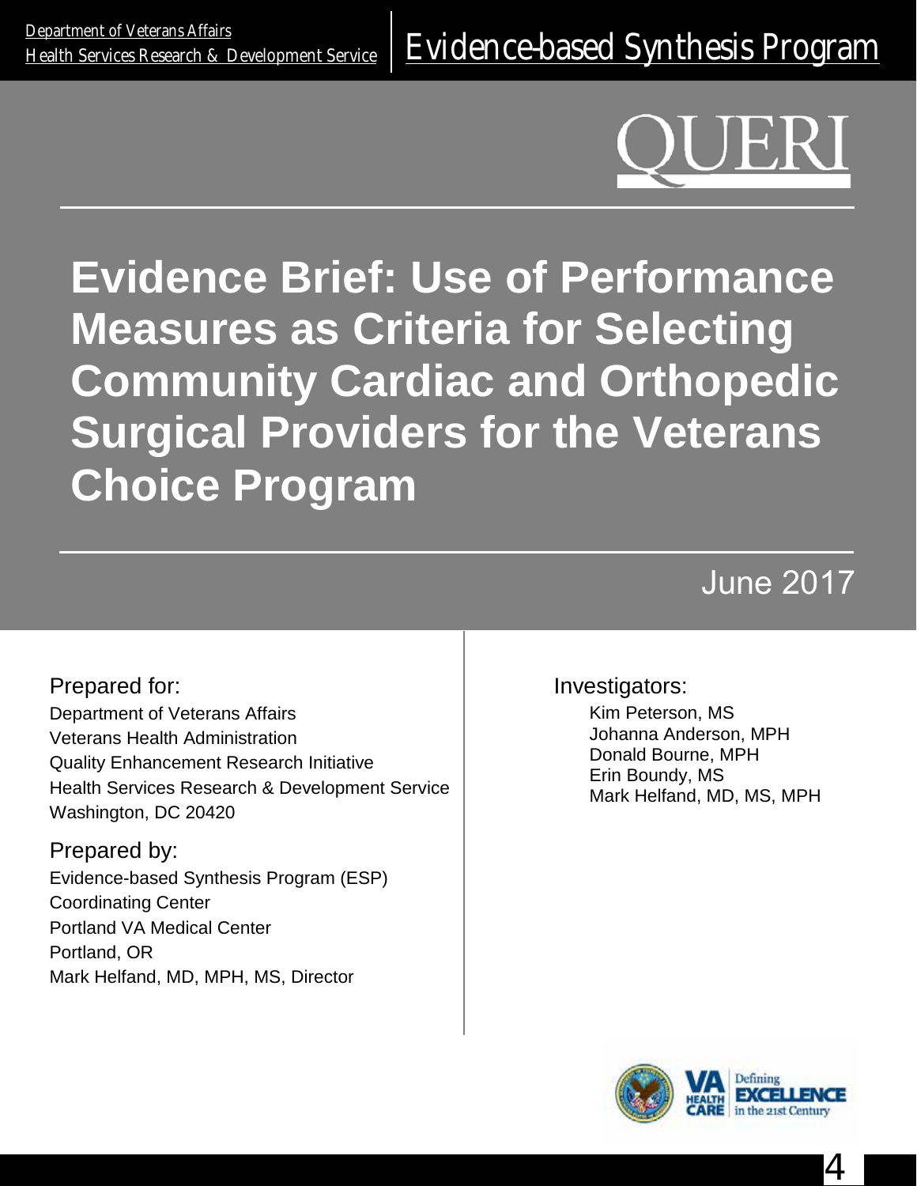Department of Veterans Affairs
Health Services Research & Development Service

Evidence-based Synthesis Program

QUERI

# Evidence Brief: Use of Performance Measures as Criteria for Selecting Community Cardiac and Orthopedic Surgical Providers for the Veterans Choice Program

June 2017

Prepared for:
Department of Veterans Affairs
Veterans Health Administration
Quality Enhancement Research Initiative
Health Services Research & Development Service
Washington, DC 20420

Prepared by:
Evidence-based Synthesis Program (ESP)
Coordinating Center
Portland VA Medical Center
Portland, OR
Mark Helfand, MD, MPH, MS, Director

Investigators:
Kim Peterson, MS
Johanna Anderson, MPH
Donald Bourne, MPH
Erin Boundy, MS
Mark Helfand, MD, MS, MPH

VA HEALTH CARE | Defining EXCELLENCE in the 21st Century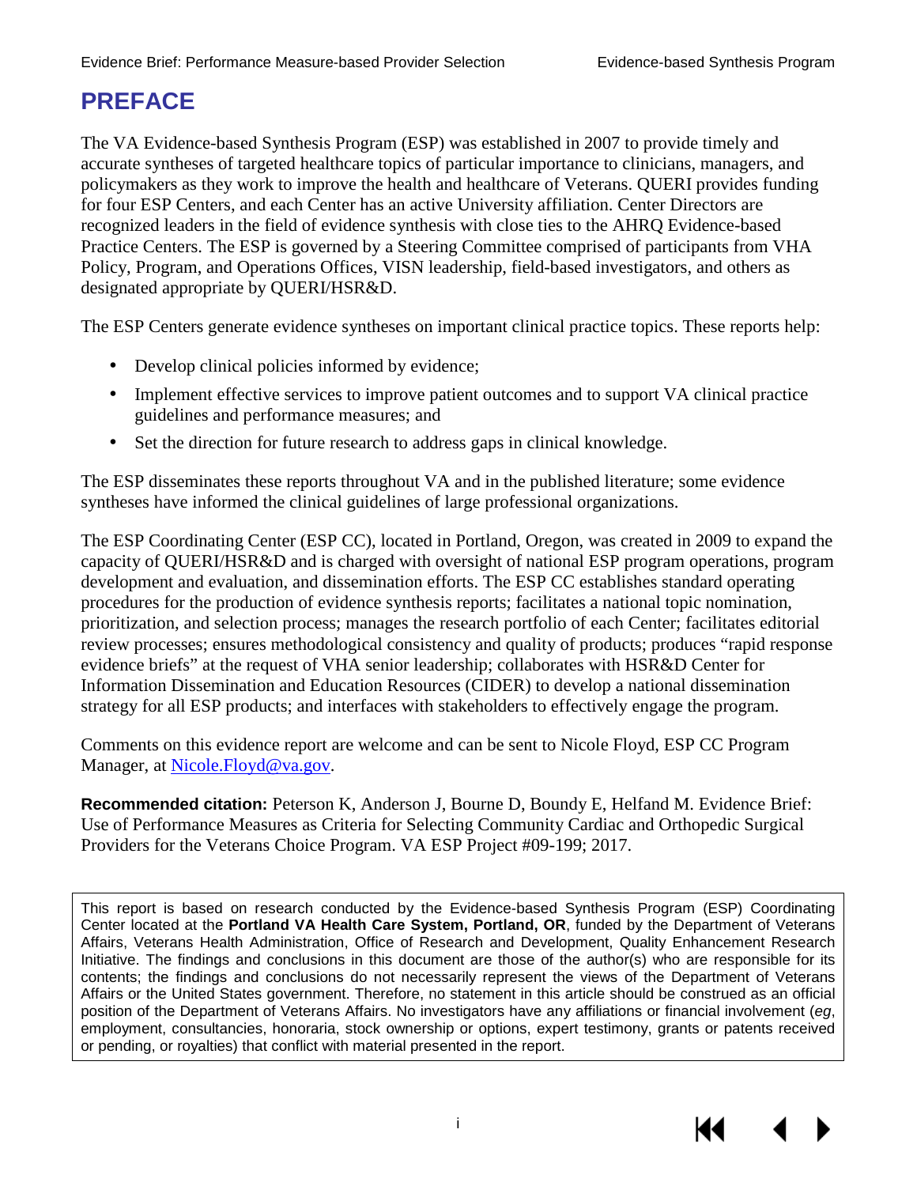# PREFACE

The VA Evidence-based Synthesis Program (ESP) was established in 2007 to provide timely and accurate syntheses of targeted healthcare topics of particular importance to clinicians, managers, and policymakers as they work to improve the health and healthcare of Veterans. QUERI provides funding for four ESP Centers, and each Center has an active University affiliation. Center Directors are recognized leaders in the field of evidence synthesis with close ties to the AHRQ Evidence-based Practice Centers. The ESP is governed by a Steering Committee comprised of participants from VHA Policy, Program, and Operations Offices, VISN leadership, field-based investigators, and others as designated appropriate by QUERI/HSR&D.

The ESP Centers generate evidence syntheses on important clinical practice topics. These reports help:

- Develop clinical policies informed by evidence;
- Implement effective services to improve patient outcomes and to support VA clinical practice guidelines and performance measures; and
- Set the direction for future research to address gaps in clinical knowledge.

The ESP disseminates these reports throughout VA and in the published literature; some evidence syntheses have informed the clinical guidelines of large professional organizations.

The ESP Coordinating Center (ESP CC), located in Portland, Oregon, was created in 2009 to expand the capacity of QUERI/HSR&D and is charged with oversight of national ESP program operations, program development and evaluation, and dissemination efforts. The ESP CC establishes standard operating procedures for the production of evidence synthesis reports; facilitates a national topic nomination, prioritization, and selection process; manages the research portfolio of each Center; facilitates editorial review processes; ensures methodological consistency and quality of products; produces "rapid response evidence briefs" at the request of VHA senior leadership; collaborates with HSR&D Center for Information Dissemination and Education Resources (CIDER) to develop a national dissemination strategy for all ESP products; and interfaces with stakeholders to effectively engage the program.

Comments on this evidence report are welcome and can be sent to Nicole Floyd, ESP CC Program Manager, at Nicole.Floyd@va.gov.

**Recommended citation:** Peterson K, Anderson J, Bourne D, Boundy E, Helfand M. Evidence Brief: Use of Performance Measures as Criteria for Selecting Community Cardiac and Orthopedic Surgical Providers for the Veterans Choice Program. VA ESP Project #09-199; 2017.

This report is based on research conducted by the Evidence-based Synthesis Program (ESP) Coordinating Center located at the **Portland VA Health Care System, Portland, OR**, funded by the Department of Veterans Affairs, Veterans Health Administration, Office of Research and Development, Quality Enhancement Research Initiative. The findings and conclusions in this document are those of the author(s) who are responsible for its contents; the findings and conclusions do not necessarily represent the views of the Department of Veterans Affairs or the United States government. Therefore, no statement in this article should be construed as an official position of the Department of Veterans Affairs. No investigators have any affiliations or financial involvement (*eg*, employment, consultancies, honoraria, stock ownership or options, expert testimony, grants or patents received or pending, or royalties) that conflict with material presented in the report.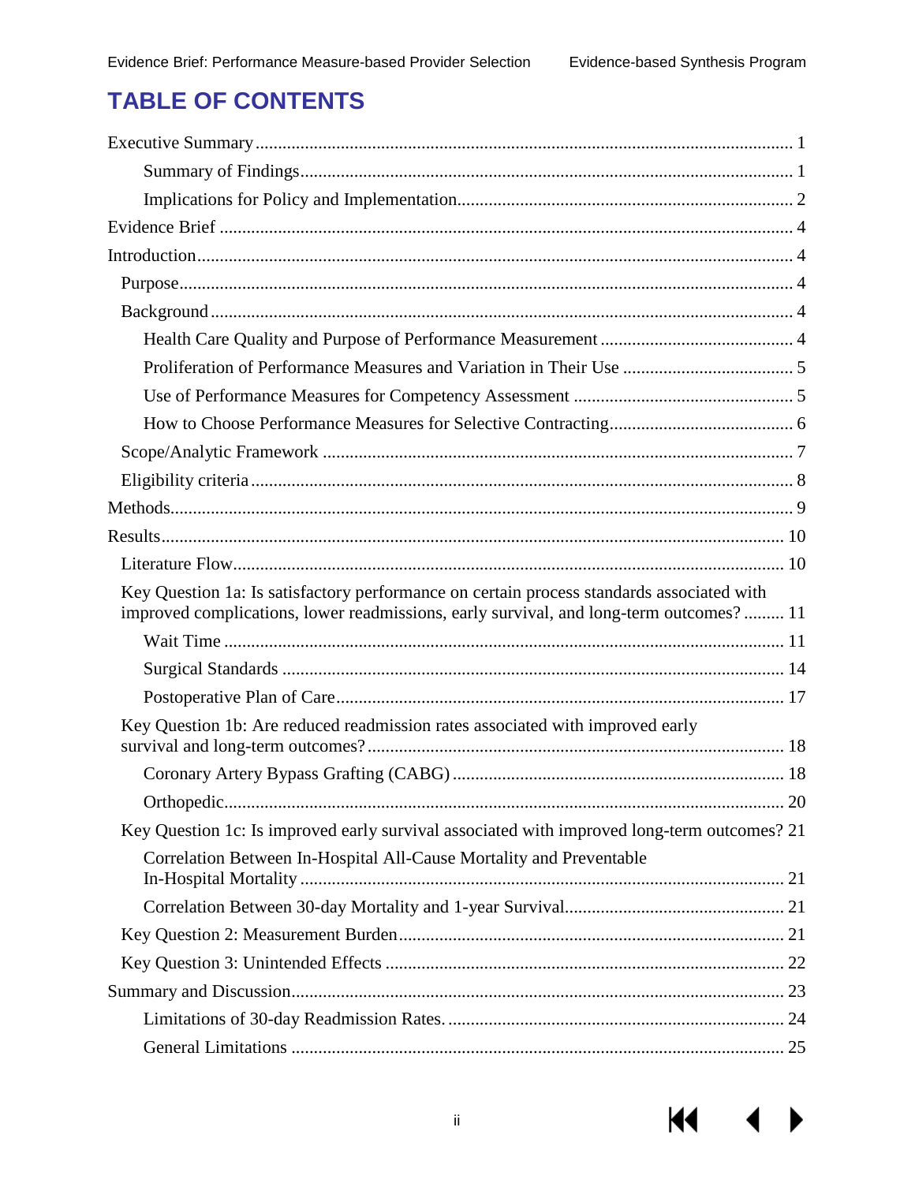# TABLE OF CONTENTS

Executive Summary ........................................................................................................ 1

Summary of Findings ................................................................................................ 1

Implications for Policy and Implementation ............................................................ 2

Evidence Brief ................................................................................................................ 4

Introduction .................................................................................................................... 4

Purpose ........................................................................................................................ 4

Background ................................................................................................................. 4

Health Care Quality and Purpose of Performance Measurement ............................ 4

Proliferation of Performance Measures and Variation in Their Use ........................ 5

Use of Performance Measures for Competency Assessment ................................... 5

How to Choose Performance Measures for Selective Contracting ........................... 6

Scope/Analytic Framework ......................................................................................... 7

Eligibility criteria ........................................................................................................ 8

Methods .......................................................................................................................... 9

Results ........................................................................................................................... 10

Literature Flow .......................................................................................................... 10

Key Question 1a: Is satisfactory performance on certain process standards associated with improved complications, lower readmissions, early survival, and long-term outcomes? ......... 11

Wait Time ............................................................................................................. 11

Surgical Standards ................................................................................................. 14

Postoperative Plan of Care ..................................................................................... 17

Key Question 1b: Are reduced readmission rates associated with improved early survival and long-term outcomes? ........................................................................... 18

Coronary Artery Bypass Grafting (CABG) ........................................................... 18

Orthopedic ............................................................................................................. 20

Key Question 1c: Is improved early survival associated with improved long-term outcomes? 21

Correlation Between In-Hospital All-Cause Mortality and Preventable In-Hospital Mortality ............................................................................................ 21

Correlation Between 30-day Mortality and 1-year Survival .................................. 21

Key Question 2: Measurement Burden ...................................................................... 21

Key Question 3: Unintended Effects ......................................................................... 22

Summary and Discussion ............................................................................................. 23

Limitations of 30-day Readmission Rates. ............................................................ 24

General Limitations ............................................................................................... 25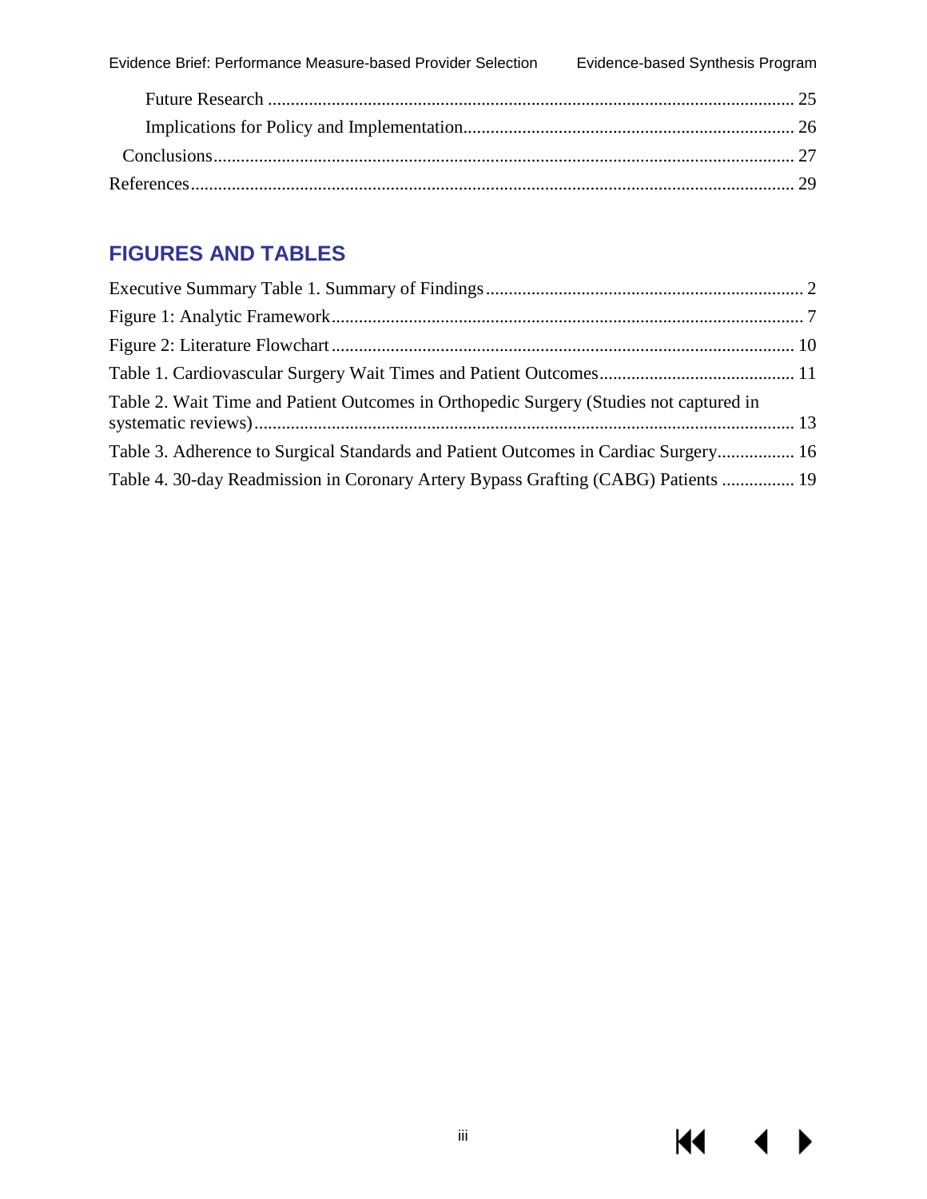Future Research ..................................................................................................... 25

Implications for Policy and Implementation.......................................................................... 26

Conclusions................................................................................................................ 27

References..................................................................................................................... 29

## FIGURES AND TABLES

Executive Summary Table 1. Summary of Findings ..................................................................... 2

Figure 1: Analytic Framework........................................................................................................ 7

Figure 2: Literature Flowchart ..................................................................................................... 10

Table 1. Cardiovascular Surgery Wait Times and Patient Outcomes........................................... 11

Table 2. Wait Time and Patient Outcomes in Orthopedic Surgery (Studies not captured in systematic reviews) ...................................................................................................................... 13

Table 3. Adherence to Surgical Standards and Patient Outcomes in Cardiac Surgery................. 16

Table 4. 30-day Readmission in Coronary Artery Bypass Grafting (CABG) Patients ................ 19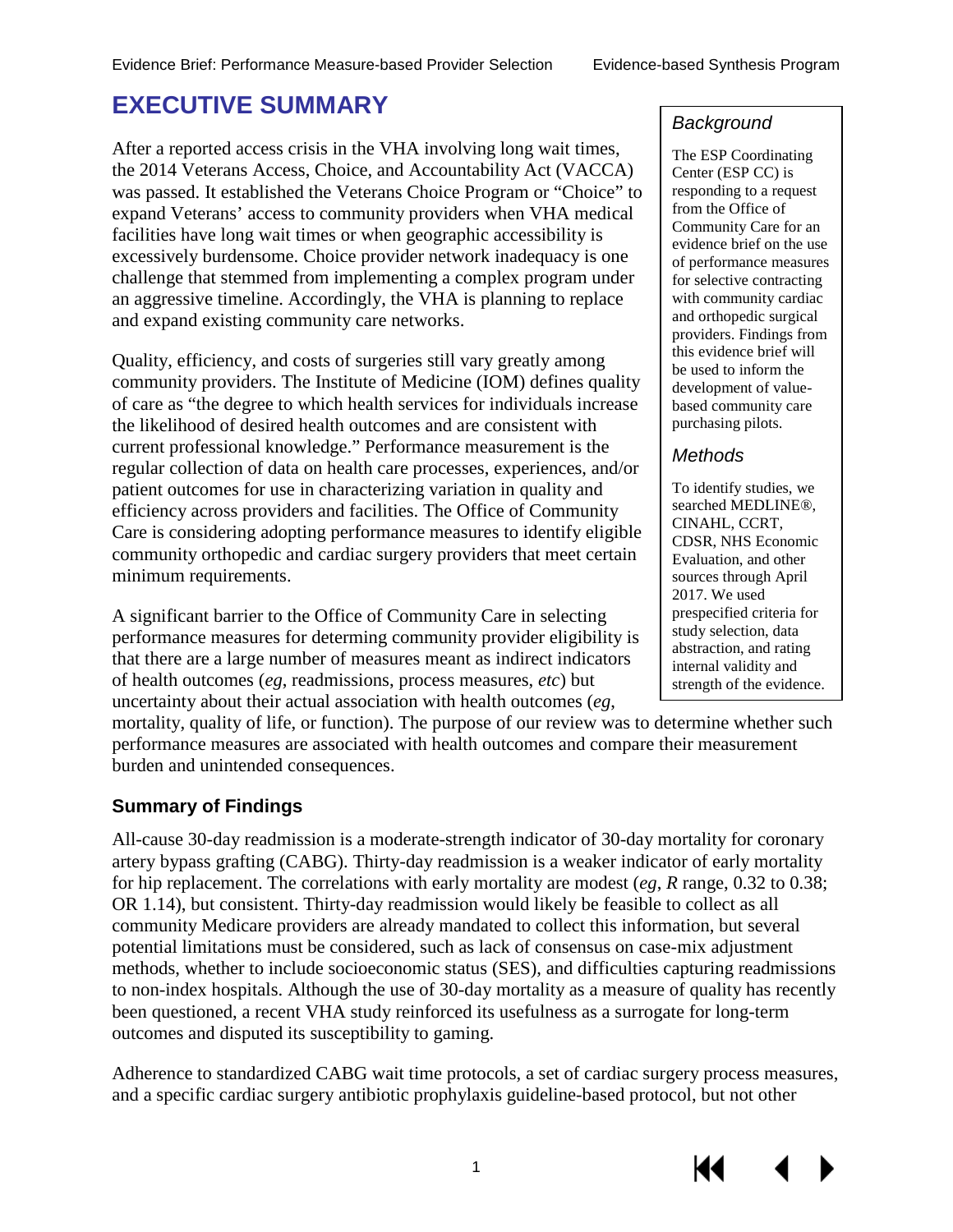# EXECUTIVE SUMMARY

### *Background*

The ESP Coordinating Center (ESP CC) is responding to a request from the Office of Community Care for an evidence brief on the use of performance measures for selective contracting with community cardiac and orthopedic surgical providers. Findings from this evidence brief will be used to inform the development of value-based community care purchasing pilots.

### *Methods*

To identify studies, we searched MEDLINE®, CINAHL, CCRT, CDSR, NHS Economic Evaluation, and other sources through April 2017. We used prespecified criteria for study selection, data abstraction, and rating internal validity and strength of the evidence.

After a reported access crisis in the VHA involving long wait times, the 2014 Veterans Access, Choice, and Accountability Act (VACCA) was passed. It established the Veterans Choice Program or "Choice" to expand Veterans' access to community providers when VHA medical facilities have long wait times or when geographic accessibility is excessively burdensome. Choice provider network inadequacy is one challenge that stemmed from implementing a complex program under an aggressive timeline. Accordingly, the VHA is planning to replace and expand existing community care networks.

Quality, efficiency, and costs of surgeries still vary greatly among community providers. The Institute of Medicine (IOM) defines quality of care as "the degree to which health services for individuals increase the likelihood of desired health outcomes and are consistent with current professional knowledge." Performance measurement is the regular collection of data on health care processes, experiences, and/or patient outcomes for use in characterizing variation in quality and efficiency across providers and facilities. The Office of Community Care is considering adopting performance measures to identify eligible community orthopedic and cardiac surgery providers that meet certain minimum requirements.

A significant barrier to the Office of Community Care in selecting performance measures for determing community provider eligibility is that there are a large number of measures meant as indirect indicators of health outcomes (*eg*, readmissions, process measures, *etc*) but uncertainty about their actual association with health outcomes (*eg*, mortality, quality of life, or function). The purpose of our review was to determine whether such performance measures are associated with health outcomes and compare their measurement burden and unintended consequences.

## Summary of Findings

All-cause 30-day readmission is a moderate-strength indicator of 30-day mortality for coronary artery bypass grafting (CABG). Thirty-day readmission is a weaker indicator of early mortality for hip replacement. The correlations with early mortality are modest (*eg*, *R* range, 0.32 to 0.38; OR 1.14), but consistent. Thirty-day readmission would likely be feasible to collect as all community Medicare providers are already mandated to collect this information, but several potential limitations must be considered, such as lack of consensus on case-mix adjustment methods, whether to include socioeconomic status (SES), and difficulties capturing readmissions to non-index hospitals. Although the use of 30-day mortality as a measure of quality has recently been questioned, a recent VHA study reinforced its usefulness as a surrogate for long-term outcomes and disputed its susceptibility to gaming.

Adherence to standardized CABG wait time protocols, a set of cardiac surgery process measures, and a specific cardiac surgery antibiotic prophylaxis guideline-based protocol, but not other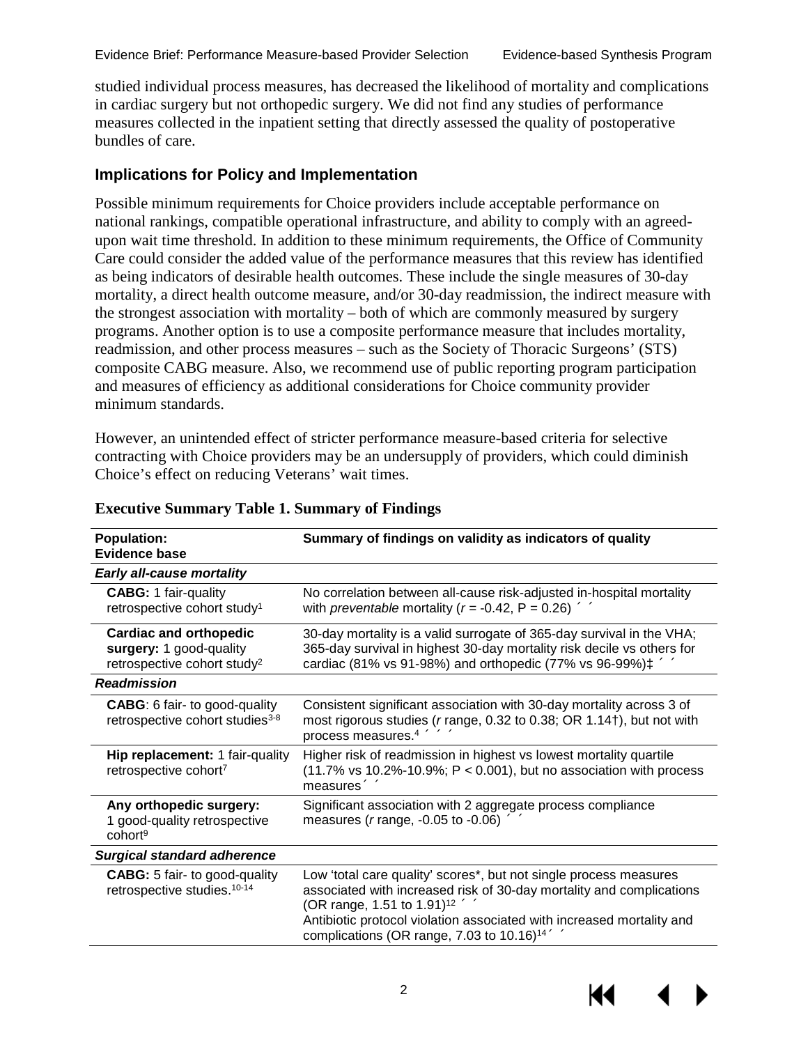studied individual process measures, has decreased the likelihood of mortality and complications in cardiac surgery but not orthopedic surgery. We did not find any studies of performance measures collected in the inpatient setting that directly assessed the quality of postoperative bundles of care.

## Implications for Policy and Implementation

Possible minimum requirements for Choice providers include acceptable performance on national rankings, compatible operational infrastructure, and ability to comply with an agreed-upon wait time threshold. In addition to these minimum requirements, the Office of Community Care could consider the added value of the performance measures that this review has identified as being indicators of desirable health outcomes. These include the single measures of 30-day mortality, a direct health outcome measure, and/or 30-day readmission, the indirect measure with the strongest association with mortality – both of which are commonly measured by surgery programs. Another option is to use a composite performance measure that includes mortality, readmission, and other process measures – such as the Society of Thoracic Surgeons' (STS) composite CABG measure. Also, we recommend use of public reporting program participation and measures of efficiency as additional considerations for Choice community provider minimum standards.

However, an unintended effect of stricter performance measure-based criteria for selective contracting with Choice providers may be an undersupply of providers, which could diminish Choice's effect on reducing Veterans' wait times.

**Executive Summary Table 1. Summary of Findings**

| **Population:** **Evidence base** | **Summary of findings on validity as indicators of quality** |
|---|---|
| ***Early all-cause mortality*** | |
| **CABG:** 1 fair-quality retrospective cohort study[1] | No correlation between all-cause risk-adjusted in-hospital mortality with *preventable* mortality ($r$ = -0.42, P = 0.26) ´ ´ |
| **Cardiac and orthopedic surgery:** 1 good-quality retrospective cohort study[2] | 30-day mortality is a valid surrogate of 365-day survival in the VHA; 365-day survival in highest 30-day mortality risk decile vs others for cardiac (81% vs 91-98%) and orthopedic (77% vs 96-99%)‡ ´ ´ |
| ***Readmission*** | |
| **CABG**: 6 fair- to good-quality retrospective cohort studies[3-8] | Consistent significant association with 30-day mortality across 3 of most rigorous studies ($r$ range, 0.32 to 0.38; OR 1.14†), but not with process measures.[4] ´ ´ ´ |
| **Hip replacement:** 1 fair-quality retrospective cohort[7] | Higher risk of readmission in highest vs lowest mortality quartile (11.7% vs 10.2%-10.9%; P < 0.001), but no association with process measures´ ´ |
| **Any orthopedic surgery:** 1 good-quality retrospective cohort[9] | Significant association with 2 aggregate process compliance measures ($r$ range, -0.05 to -0.06) ´ ´ |
| ***Surgical standard adherence*** | |
| **CABG:** 5 fair- to good-quality retrospective studies.[10-14] | Low 'total care quality' scores*, but not single process measures associated with increased risk of 30-day mortality and complications (OR range, 1.51 to 1.91)[12] ´ ´ Antibiotic protocol violation associated with increased mortality and complications (OR range, 7.03 to 10.16)[14] ´ ´ |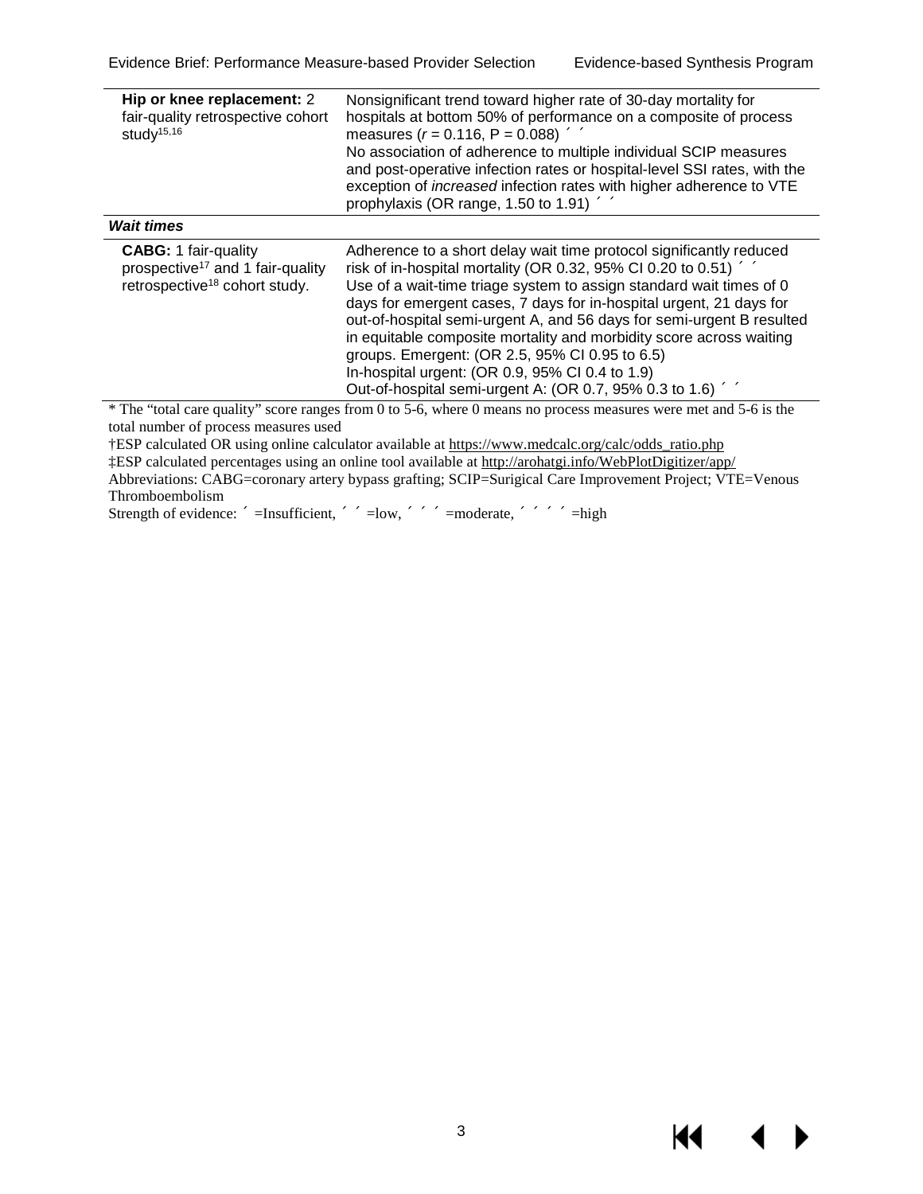| | |
|---|---|
| **Hip or knee replacement:** 2 fair-quality retrospective cohort study[15,16] | Nonsignificant trend toward higher rate of 30-day mortality for hospitals at bottom 50% of performance on a composite of process measures ($r$ = 0.116, P = 0.088) ´ ´<br>No association of adherence to multiple individual SCIP measures and post-operative infection rates or hospital-level SSI rates, with the exception of *increased* infection rates with higher adherence to VTE prophylaxis (OR range, 1.50 to 1.91) ´ ´ |
| ***Wait times*** | |
| **CABG:** 1 fair-quality prospective[17] and 1 fair-quality retrospective[18] cohort study. | Adherence to a short delay wait time protocol significantly reduced risk of in-hospital mortality (OR 0.32, 95% CI 0.20 to 0.51) ´ ´<br>Use of a wait-time triage system to assign standard wait times of 0 days for emergent cases, 7 days for in-hospital urgent, 21 days for out-of-hospital semi-urgent A, and 56 days for semi-urgent B resulted in equitable composite mortality and morbidity score across waiting groups. Emergent: (OR 2.5, 95% CI 0.95 to 6.5)<br>In-hospital urgent: (OR 0.9, 95% CI 0.4 to 1.9)<br>Out-of-hospital semi-urgent A: (OR 0.7, 95% 0.3 to 1.6) ´ ´ |

* The "total care quality" score ranges from 0 to 5-6, where 0 means no process measures were met and 5-6 is the total number of process measures used

†ESP calculated OR using online calculator available at https://www.medcalc.org/calc/odds_ratio.php

‡ESP calculated percentages using an online tool available at http://arohatgi.info/WebPlotDigitizer/app/

Abbreviations: CABG=coronary artery bypass grafting; SCIP=Surigical Care Improvement Project; VTE=Venous Thromboembolism

Strength of evidence: ´ =Insufficient, ´ ´ =low, ´ ´ ´ =moderate, ´ ´ ´ ´ =high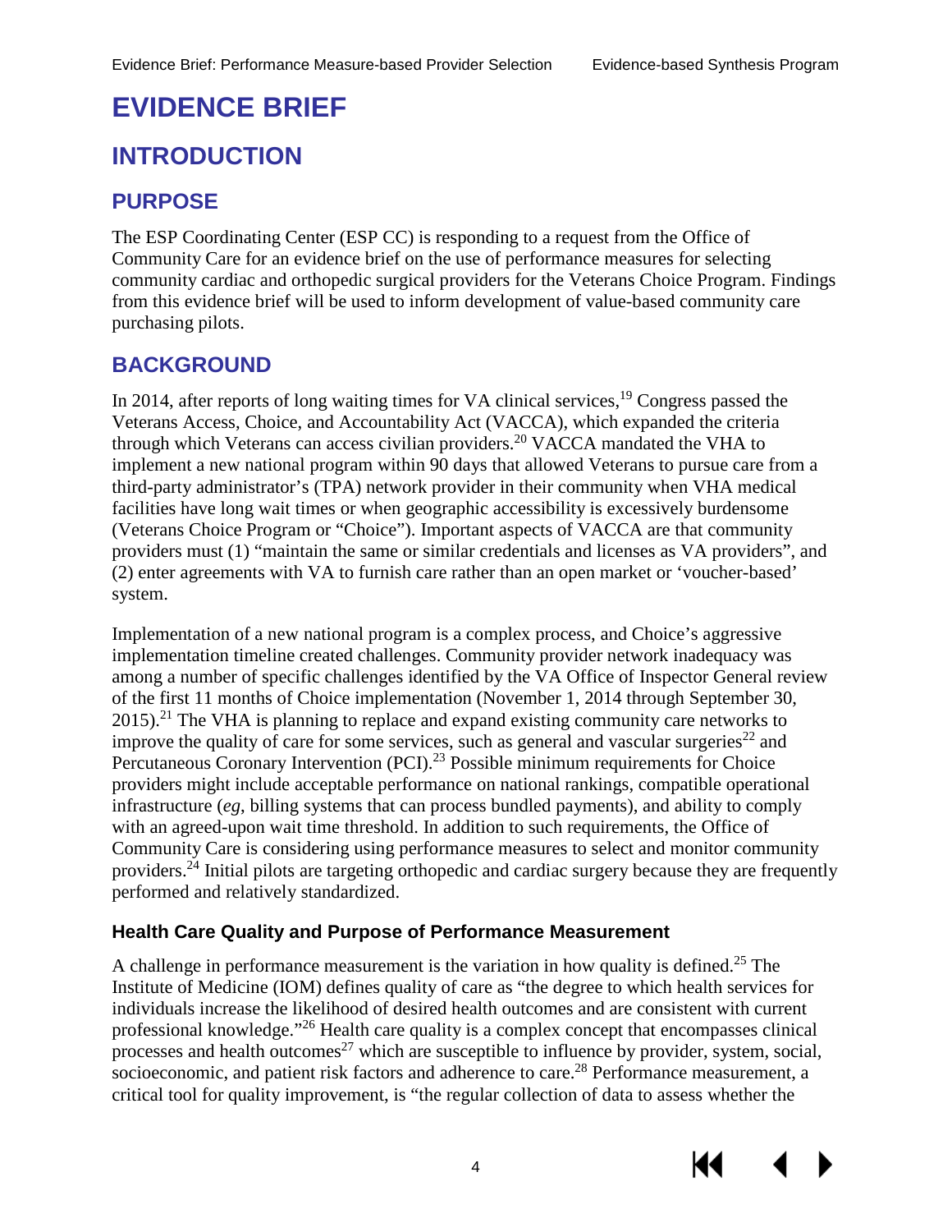# EVIDENCE BRIEF

## INTRODUCTION

### PURPOSE

The ESP Coordinating Center (ESP CC) is responding to a request from the Office of Community Care for an evidence brief on the use of performance measures for selecting community cardiac and orthopedic surgical providers for the Veterans Choice Program. Findings from this evidence brief will be used to inform development of value-based community care purchasing pilots.

### BACKGROUND

In 2014, after reports of long waiting times for VA clinical services,[19] Congress passed the Veterans Access, Choice, and Accountability Act (VACCA), which expanded the criteria through which Veterans can access civilian providers.[20] VACCA mandated the VHA to implement a new national program within 90 days that allowed Veterans to pursue care from a third-party administrator's (TPA) network provider in their community when VHA medical facilities have long wait times or when geographic accessibility is excessively burdensome (Veterans Choice Program or "Choice"). Important aspects of VACCA are that community providers must (1) "maintain the same or similar credentials and licenses as VA providers", and (2) enter agreements with VA to furnish care rather than an open market or 'voucher-based' system.

Implementation of a new national program is a complex process, and Choice's aggressive implementation timeline created challenges. Community provider network inadequacy was among a number of specific challenges identified by the VA Office of Inspector General review of the first 11 months of Choice implementation (November 1, 2014 through September 30, 2015).[21] The VHA is planning to replace and expand existing community care networks to improve the quality of care for some services, such as general and vascular surgeries[22] and Percutaneous Coronary Intervention (PCI).[23] Possible minimum requirements for Choice providers might include acceptable performance on national rankings, compatible operational infrastructure (*eg*, billing systems that can process bundled payments), and ability to comply with an agreed-upon wait time threshold. In addition to such requirements, the Office of Community Care is considering using performance measures to select and monitor community providers.[24] Initial pilots are targeting orthopedic and cardiac surgery because they are frequently performed and relatively standardized.

#### Health Care Quality and Purpose of Performance Measurement

A challenge in performance measurement is the variation in how quality is defined.[25] The Institute of Medicine (IOM) defines quality of care as "the degree to which health services for individuals increase the likelihood of desired health outcomes and are consistent with current professional knowledge."[26] Health care quality is a complex concept that encompasses clinical processes and health outcomes[27] which are susceptible to influence by provider, system, social, socioeconomic, and patient risk factors and adherence to care.[28] Performance measurement, a critical tool for quality improvement, is "the regular collection of data to assess whether the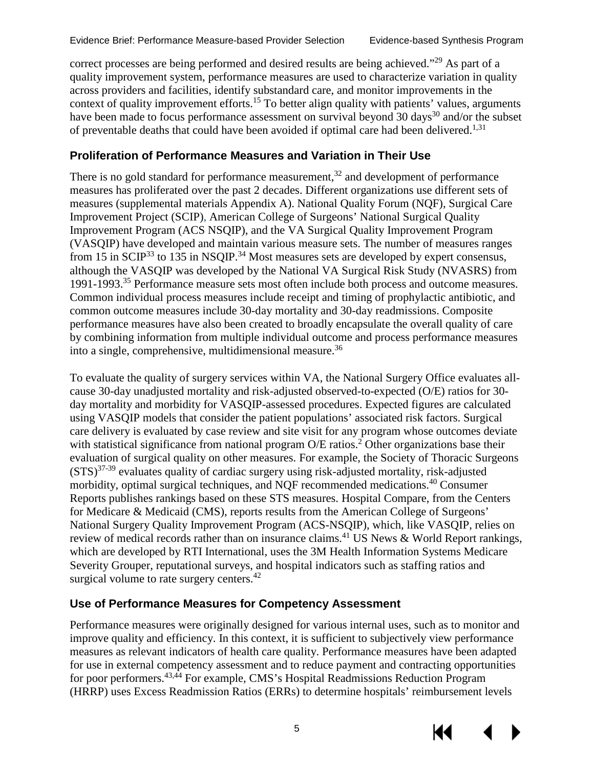correct processes are being performed and desired results are being achieved."[29] As part of a quality improvement system, performance measures are used to characterize variation in quality across providers and facilities, identify substandard care, and monitor improvements in the context of quality improvement efforts.[15] To better align quality with patients' values, arguments have been made to focus performance assessment on survival beyond 30 days[30] and/or the subset of preventable deaths that could have been avoided if optimal care had been delivered.[1,31]

### Proliferation of Performance Measures and Variation in Their Use

There is no gold standard for performance measurement,[32] and development of performance measures has proliferated over the past 2 decades. Different organizations use different sets of measures (supplemental materials Appendix A). National Quality Forum (NQF), Surgical Care Improvement Project (SCIP), American College of Surgeons' National Surgical Quality Improvement Program (ACS NSQIP), and the VA Surgical Quality Improvement Program (VASQIP) have developed and maintain various measure sets. The number of measures ranges from 15 in SCIP[33] to 135 in NSQIP.[34] Most measures sets are developed by expert consensus, although the VASQIP was developed by the National VA Surgical Risk Study (NVASRS) from 1991-1993.[35] Performance measure sets most often include both process and outcome measures. Common individual process measures include receipt and timing of prophylactic antibiotic, and common outcome measures include 30-day mortality and 30-day readmissions. Composite performance measures have also been created to broadly encapsulate the overall quality of care by combining information from multiple individual outcome and process performance measures into a single, comprehensive, multidimensional measure.[36]

To evaluate the quality of surgery services within VA, the National Surgery Office evaluates all-cause 30-day unadjusted mortality and risk-adjusted observed-to-expected (O/E) ratios for 30-day mortality and morbidity for VASQIP-assessed procedures. Expected figures are calculated using VASQIP models that consider the patient populations' associated risk factors. Surgical care delivery is evaluated by case review and site visit for any program whose outcomes deviate with statistical significance from national program O/E ratios.[2] Other organizations base their evaluation of surgical quality on other measures. For example, the Society of Thoracic Surgeons (STS)[37-39] evaluates quality of cardiac surgery using risk-adjusted mortality, risk-adjusted morbidity, optimal surgical techniques, and NQF recommended medications.[40] Consumer Reports publishes rankings based on these STS measures. Hospital Compare, from the Centers for Medicare & Medicaid (CMS), reports results from the American College of Surgeons' National Surgery Quality Improvement Program (ACS-NSQIP), which, like VASQIP, relies on review of medical records rather than on insurance claims.[41] US News & World Report rankings, which are developed by RTI International, uses the 3M Health Information Systems Medicare Severity Grouper, reputational surveys, and hospital indicators such as staffing ratios and surgical volume to rate surgery centers.[42]

### Use of Performance Measures for Competency Assessment

Performance measures were originally designed for various internal uses, such as to monitor and improve quality and efficiency. In this context, it is sufficient to subjectively view performance measures as relevant indicators of health care quality. Performance measures have been adapted for use in external competency assessment and to reduce payment and contracting opportunities for poor performers.[43,44] For example, CMS's Hospital Readmissions Reduction Program (HRRP) uses Excess Readmission Ratios (ERRs) to determine hospitals' reimbursement levels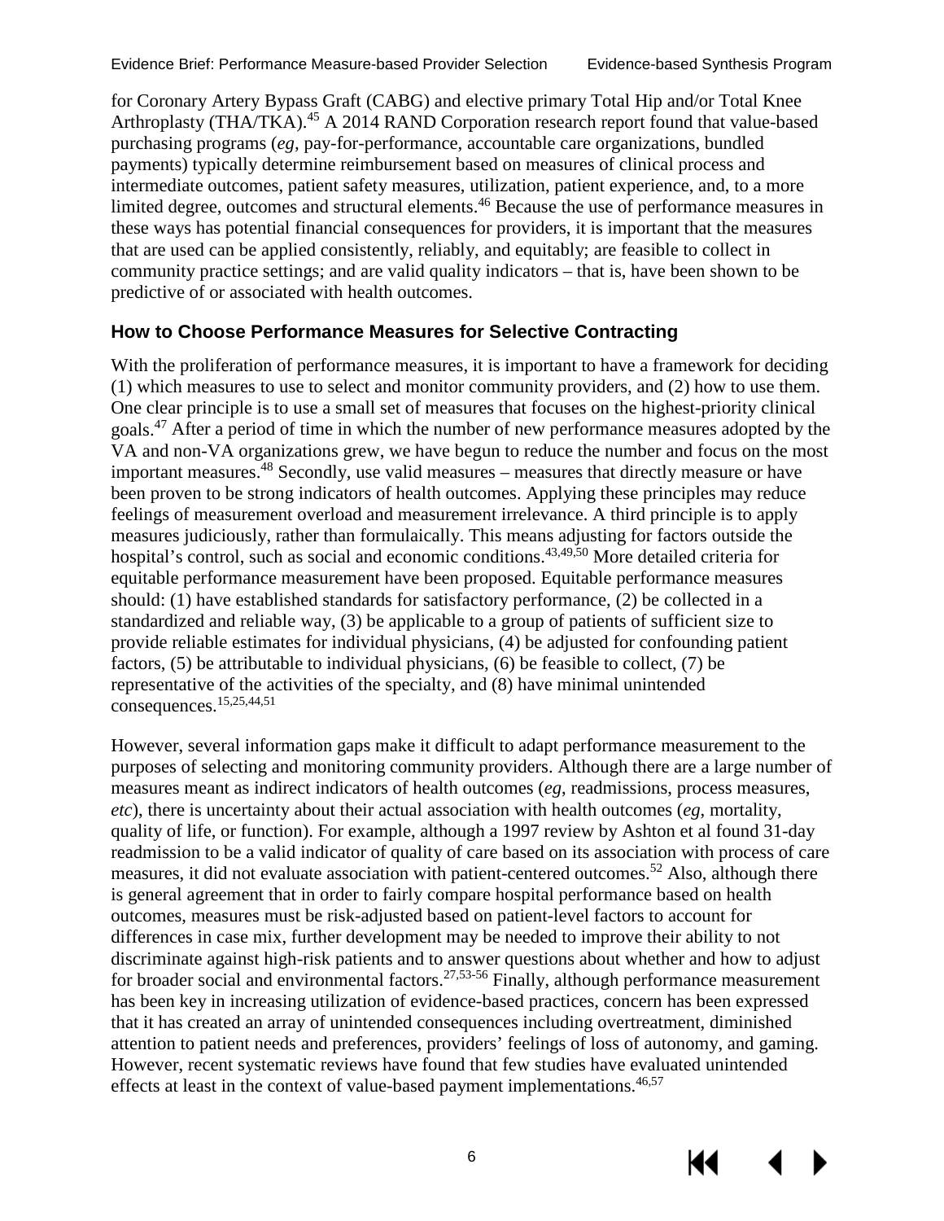for Coronary Artery Bypass Graft (CABG) and elective primary Total Hip and/or Total Knee Arthroplasty (THA/TKA).[45] A 2014 RAND Corporation research report found that value-based purchasing programs (*eg,* pay-for-performance, accountable care organizations, bundled payments) typically determine reimbursement based on measures of clinical process and intermediate outcomes, patient safety measures, utilization, patient experience, and, to a more limited degree, outcomes and structural elements.[46] Because the use of performance measures in these ways has potential financial consequences for providers, it is important that the measures that are used can be applied consistently, reliably, and equitably; are feasible to collect in community practice settings; and are valid quality indicators – that is, have been shown to be predictive of or associated with health outcomes.

### How to Choose Performance Measures for Selective Contracting

With the proliferation of performance measures, it is important to have a framework for deciding (1) which measures to use to select and monitor community providers, and (2) how to use them. One clear principle is to use a small set of measures that focuses on the highest-priority clinical goals.[47] After a period of time in which the number of new performance measures adopted by the VA and non-VA organizations grew, we have begun to reduce the number and focus on the most important measures.[48] Secondly, use valid measures – measures that directly measure or have been proven to be strong indicators of health outcomes. Applying these principles may reduce feelings of measurement overload and measurement irrelevance. A third principle is to apply measures judiciously, rather than formulaically. This means adjusting for factors outside the hospital's control, such as social and economic conditions.[43,49,50] More detailed criteria for equitable performance measurement have been proposed. Equitable performance measures should: (1) have established standards for satisfactory performance, (2) be collected in a standardized and reliable way, (3) be applicable to a group of patients of sufficient size to provide reliable estimates for individual physicians, (4) be adjusted for confounding patient factors, (5) be attributable to individual physicians, (6) be feasible to collect, (7) be representative of the activities of the specialty, and (8) have minimal unintended consequences.[15,25,44,51]

However, several information gaps make it difficult to adapt performance measurement to the purposes of selecting and monitoring community providers. Although there are a large number of measures meant as indirect indicators of health outcomes (*eg*, readmissions, process measures, *etc*), there is uncertainty about their actual association with health outcomes (*eg*, mortality, quality of life, or function). For example, although a 1997 review by Ashton et al found 31-day readmission to be a valid indicator of quality of care based on its association with process of care measures, it did not evaluate association with patient-centered outcomes.[52] Also, although there is general agreement that in order to fairly compare hospital performance based on health outcomes, measures must be risk-adjusted based on patient-level factors to account for differences in case mix, further development may be needed to improve their ability to not discriminate against high-risk patients and to answer questions about whether and how to adjust for broader social and environmental factors.[27,53-56] Finally, although performance measurement has been key in increasing utilization of evidence-based practices, concern has been expressed that it has created an array of unintended consequences including overtreatment, diminished attention to patient needs and preferences, providers' feelings of loss of autonomy, and gaming. However, recent systematic reviews have found that few studies have evaluated unintended effects at least in the context of value-based payment implementations.[46,57]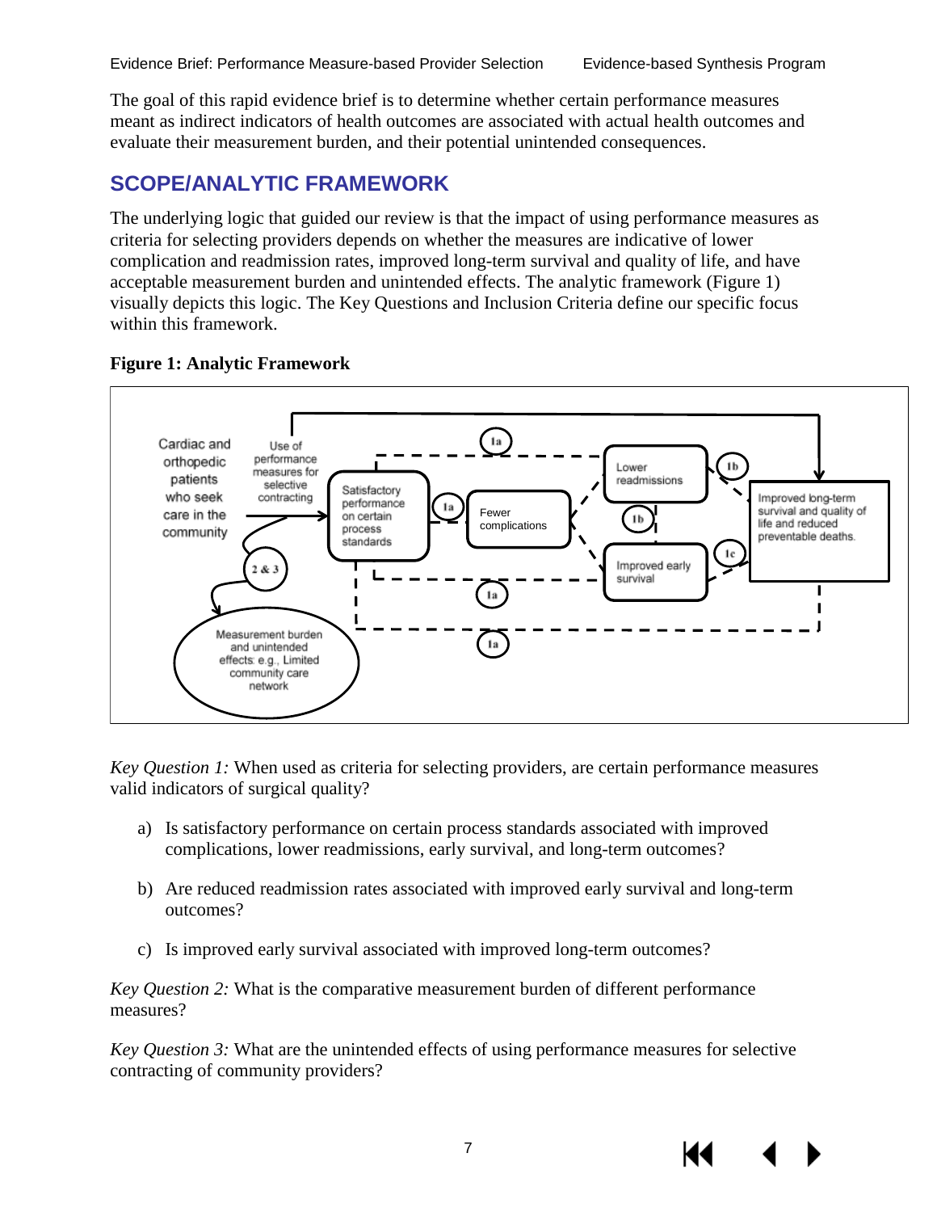The goal of this rapid evidence brief is to determine whether certain performance measures meant as indirect indicators of health outcomes are associated with actual health outcomes and evaluate their measurement burden, and their potential unintended consequences.

## SCOPE/ANALYTIC FRAMEWORK

The underlying logic that guided our review is that the impact of using performance measures as criteria for selecting providers depends on whether the measures are indicative of lower complication and readmission rates, improved long-term survival and quality of life, and have acceptable measurement burden and unintended effects. The analytic framework (Figure 1) visually depicts this logic. The Key Questions and Inclusion Criteria define our specific focus within this framework.

**Figure 1: Analytic Framework**

*Key Question 1:* When used as criteria for selecting providers, are certain performance measures valid indicators of surgical quality?

a) Is satisfactory performance on certain process standards associated with improved complications, lower readmissions, early survival, and long-term outcomes?

b) Are reduced readmission rates associated with improved early survival and long-term outcomes?

c) Is improved early survival associated with improved long-term outcomes?

*Key Question 2:* What is the comparative measurement burden of different performance measures?

*Key Question 3:* What are the unintended effects of using performance measures for selective contracting of community providers?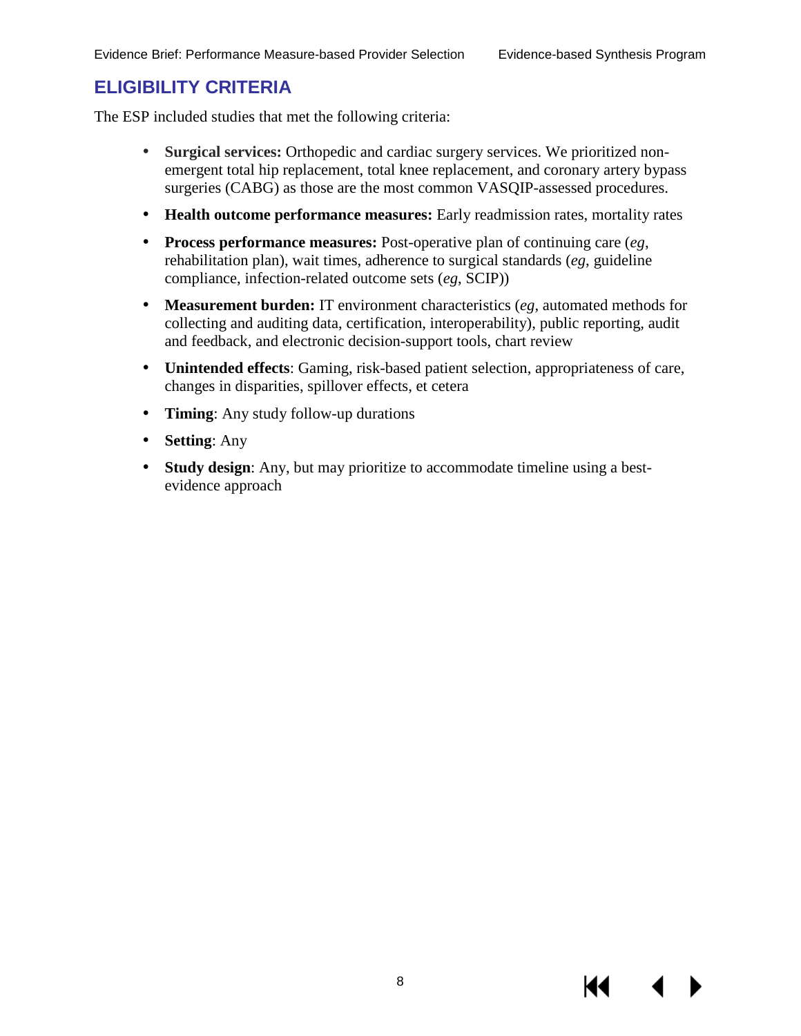## ELIGIBILITY CRITERIA

The ESP included studies that met the following criteria:

- **Surgical services:** Orthopedic and cardiac surgery services. We prioritized non-emergent total hip replacement, total knee replacement, and coronary artery bypass surgeries (CABG) as those are the most common VASQIP-assessed procedures.
- **Health outcome performance measures:** Early readmission rates, mortality rates
- **Process performance measures:** Post-operative plan of continuing care (*eg*, rehabilitation plan), wait times, adherence to surgical standards (*eg*, guideline compliance, infection-related outcome sets (*eg*, SCIP))
- **Measurement burden:** IT environment characteristics (*eg*, automated methods for collecting and auditing data, certification, interoperability), public reporting, audit and feedback, and electronic decision-support tools, chart review
- **Unintended effects**: Gaming, risk-based patient selection, appropriateness of care, changes in disparities, spillover effects, et cetera
- **Timing**: Any study follow-up durations
- **Setting**: Any
- **Study design**: Any, but may prioritize to accommodate timeline using a best-evidence approach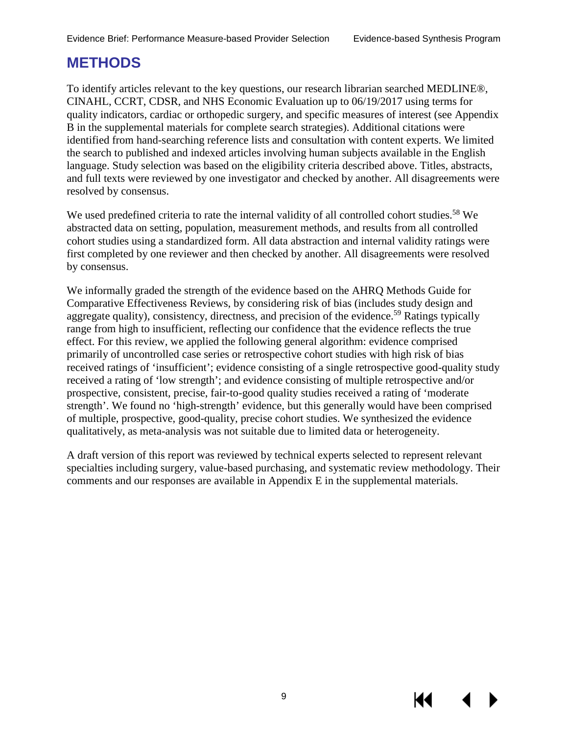# METHODS

To identify articles relevant to the key questions, our research librarian searched MEDLINE®, CINAHL, CCRT, CDSR, and NHS Economic Evaluation up to 06/19/2017 using terms for quality indicators, cardiac or orthopedic surgery, and specific measures of interest (see Appendix B in the supplemental materials for complete search strategies). Additional citations were identified from hand-searching reference lists and consultation with content experts. We limited the search to published and indexed articles involving human subjects available in the English language. Study selection was based on the eligibility criteria described above. Titles, abstracts, and full texts were reviewed by one investigator and checked by another. All disagreements were resolved by consensus.

We used predefined criteria to rate the internal validity of all controlled cohort studies.[58] We abstracted data on setting, population, measurement methods, and results from all controlled cohort studies using a standardized form. All data abstraction and internal validity ratings were first completed by one reviewer and then checked by another. All disagreements were resolved by consensus.

We informally graded the strength of the evidence based on the AHRQ Methods Guide for Comparative Effectiveness Reviews, by considering risk of bias (includes study design and aggregate quality), consistency, directness, and precision of the evidence.[59] Ratings typically range from high to insufficient, reflecting our confidence that the evidence reflects the true effect. For this review, we applied the following general algorithm: evidence comprised primarily of uncontrolled case series or retrospective cohort studies with high risk of bias received ratings of 'insufficient'; evidence consisting of a single retrospective good-quality study received a rating of 'low strength'; and evidence consisting of multiple retrospective and/or prospective, consistent, precise, fair-to-good quality studies received a rating of 'moderate strength'. We found no 'high-strength' evidence, but this generally would have been comprised of multiple, prospective, good-quality, precise cohort studies. We synthesized the evidence qualitatively, as meta-analysis was not suitable due to limited data or heterogeneity.

A draft version of this report was reviewed by technical experts selected to represent relevant specialties including surgery, value-based purchasing, and systematic review methodology. Their comments and our responses are available in Appendix E in the supplemental materials.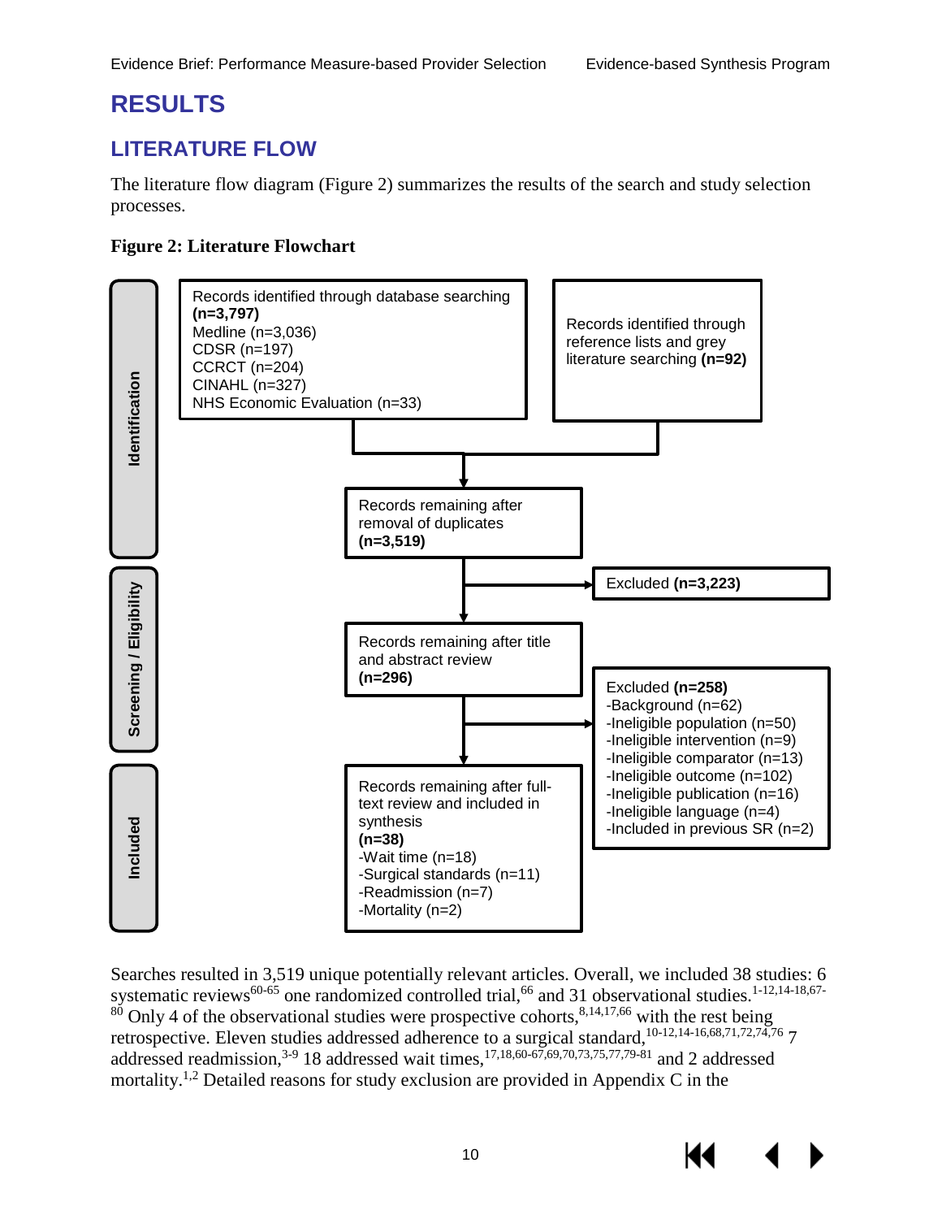# RESULTS

## LITERATURE FLOW

The literature flow diagram (Figure 2) summarizes the results of the search and study selection processes.

**Figure 2: Literature Flowchart**

**Identification**

Records identified through database searching **(n=3,797)**
Medline (n=3,036)
CDSR (n=197)
CCRCT (n=204)
CINAHL (n=327)
NHS Economic Evaluation (n=33)

Records identified through reference lists and grey literature searching **(n=92)**

Records remaining after removal of duplicates **(n=3,519)**

**Screening / Eligibility**

Excluded **(n=3,223)**

Records remaining after title and abstract review **(n=296)**

Excluded **(n=258)**
-Background (n=62)
-Ineligible population (n=50)
-Ineligible intervention (n=9)
-Ineligible comparator (n=13)
-Ineligible outcome (n=102)
-Ineligible publication (n=16)
-Ineligible language (n=4)
-Included in previous SR (n=2)

**Included**

Records remaining after full-text review and included in synthesis **(n=38)**
-Wait time (n=18)
-Surgical standards (n=11)
-Readmission (n=7)
-Mortality (n=2)

Searches resulted in 3,519 unique potentially relevant articles. Overall, we included 38 studies: 6 systematic reviews[60-65] one randomized controlled trial,[66] and 31 observational studies.[1-12,14-18,67-80] Only 4 of the observational studies were prospective cohorts,[8,14,17,66] with the rest being retrospective. Eleven studies addressed adherence to a surgical standard,[10-12,14-16,68,71,72,74,76] 7 addressed readmission,[3-9] 18 addressed wait times,[17,18,60-67,69,70,73,75,77,79-81] and 2 addressed mortality.[1,2] Detailed reasons for study exclusion are provided in Appendix C in the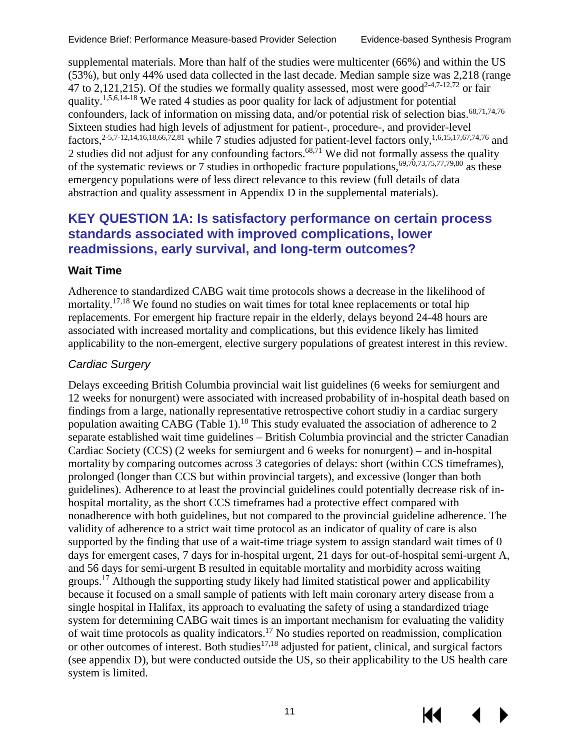supplemental materials. More than half of the studies were multicenter (66%) and within the US (53%), but only 44% used data collected in the last decade. Median sample size was 2,218 (range 47 to 2,121,215). Of the studies we formally quality assessed, most were good[2-4,7-12,72] or fair quality.[1,5,6,14-18] We rated 4 studies as poor quality for lack of adjustment for potential confounders, lack of information on missing data, and/or potential risk of selection bias.[68,71,74,76] Sixteen studies had high levels of adjustment for patient-, procedure-, and provider-level factors,[2-5,7-12,14,16,18,66,72,81] while 7 studies adjusted for patient-level factors only,[1,6,15,17,67,74,76] and 2 studies did not adjust for any confounding factors.[68,71] We did not formally assess the quality of the systematic reviews or 7 studies in orthopedic fracture populations,[69,70,73,75,77,79,80] as these emergency populations were of less direct relevance to this review (full details of data abstraction and quality assessment in Appendix D in the supplemental materials).

## KEY QUESTION 1A: Is satisfactory performance on certain process standards associated with improved complications, lower readmissions, early survival, and long-term outcomes?

### Wait Time

Adherence to standardized CABG wait time protocols shows a decrease in the likelihood of mortality.[17,18] We found no studies on wait times for total knee replacements or total hip replacements. For emergent hip fracture repair in the elderly, delays beyond 24-48 hours are associated with increased mortality and complications, but this evidence likely has limited applicability to the non-emergent, elective surgery populations of greatest interest in this review.

#### *Cardiac Surgery*

Delays exceeding British Columbia provincial wait list guidelines (6 weeks for semiurgent and 12 weeks for nonurgent) were associated with increased probability of in-hospital death based on findings from a large, nationally representative retrospective cohort studiy in a cardiac surgery population awaiting CABG (Table 1).[18] This study evaluated the association of adherence to 2 separate established wait time guidelines – British Columbia provincial and the stricter Canadian Cardiac Society (CCS) (2 weeks for semiurgent and 6 weeks for nonurgent) – and in-hospital mortality by comparing outcomes across 3 categories of delays: short (within CCS timeframes), prolonged (longer than CCS but within provincial targets), and excessive (longer than both guidelines). Adherence to at least the provincial guidelines could potentially decrease risk of in-hospital mortality, as the short CCS timeframes had a protective effect compared with nonadherence with both guidelines, but not compared to the provincial guideline adherence. The validity of adherence to a strict wait time protocol as an indicator of quality of care is also supported by the finding that use of a wait-time triage system to assign standard wait times of 0 days for emergent cases, 7 days for in-hospital urgent, 21 days for out-of-hospital semi-urgent A, and 56 days for semi-urgent B resulted in equitable mortality and morbidity across waiting groups.[17] Although the supporting study likely had limited statistical power and applicability because it focused on a small sample of patients with left main coronary artery disease from a single hospital in Halifax, its approach to evaluating the safety of using a standardized triage system for determining CABG wait times is an important mechanism for evaluating the validity of wait time protocols as quality indicators.[17] No studies reported on readmission, complication or other outcomes of interest. Both studies[17,18] adjusted for patient, clinical, and surgical factors (see appendix D), but were conducted outside the US, so their applicability to the US health care system is limited.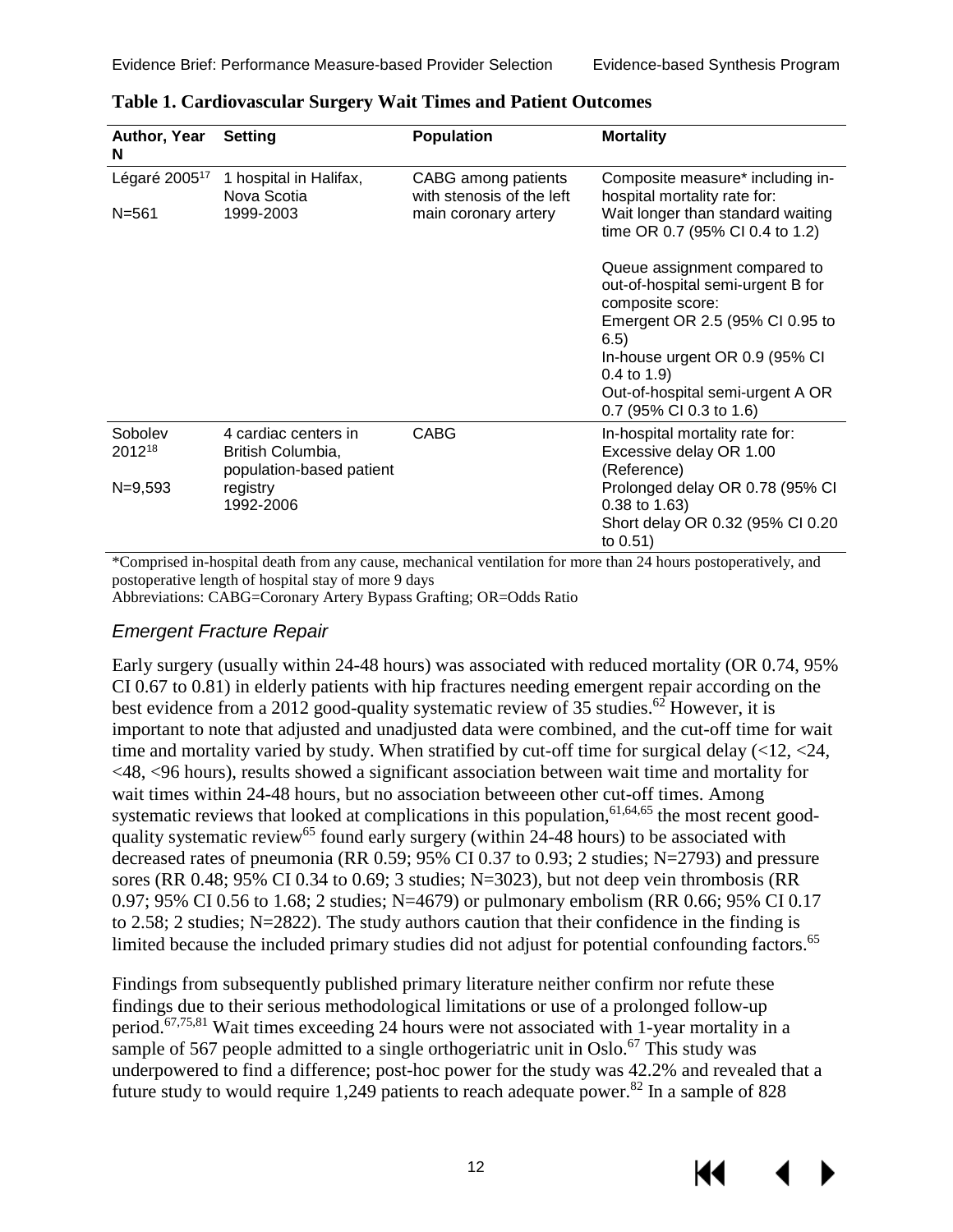**Table 1. Cardiovascular Surgery Wait Times and Patient Outcomes**

| Author, Year N | Setting | Population | Mortality |
|---|---|---|---|
| Légaré 2005[17] N=561 | 1 hospital in Halifax, Nova Scotia 1999-2003 | CABG among patients with stenosis of the left main coronary artery | Composite measure* including in-hospital mortality rate for: Wait longer than standard waiting time OR 0.7 (95% CI 0.4 to 1.2)<br><br>Queue assignment compared to out-of-hospital semi-urgent B for composite score:<br>Emergent OR 2.5 (95% CI 0.95 to 6.5)<br>In-house urgent OR 0.9 (95% CI 0.4 to 1.9)<br>Out-of-hospital semi-urgent A OR 0.7 (95% CI 0.3 to 1.6) |
| Sobolev 2012[18] N=9,593 | 4 cardiac centers in British Columbia, population-based patient registry 1992-2006 | CABG | In-hospital mortality rate for:<br>Excessive delay OR 1.00 (Reference)<br>Prolonged delay OR 0.78 (95% CI 0.38 to 1.63)<br>Short delay OR 0.32 (95% CI 0.20 to 0.51) |

*Comprised in-hospital death from any cause, mechanical ventilation for more than 24 hours postoperatively, and postoperative length of hospital stay of more 9 days

Abbreviations: CABG=Coronary Artery Bypass Grafting; OR=Odds Ratio

### *Emergent Fracture Repair*

Early surgery (usually within 24-48 hours) was associated with reduced mortality (OR 0.74, 95% CI 0.67 to 0.81) in elderly patients with hip fractures needing emergent repair according on the best evidence from a 2012 good-quality systematic review of 35 studies.[62] However, it is important to note that adjusted and unadjusted data were combined, and the cut-off time for wait time and mortality varied by study. When stratified by cut-off time for surgical delay (<12, <24, <48, <96 hours), results showed a significant association between wait time and mortality for wait times within 24-48 hours, but no association betweeen other cut-off times. Among systematic reviews that looked at complications in this population,[61,64,65] the most recent good-quality systematic review[65] found early surgery (within 24-48 hours) to be associated with decreased rates of pneumonia (RR 0.59; 95% CI 0.37 to 0.93; 2 studies; N=2793) and pressure sores (RR 0.48; 95% CI 0.34 to 0.69; 3 studies; N=3023), but not deep vein thrombosis (RR 0.97; 95% CI 0.56 to 1.68; 2 studies; N=4679) or pulmonary embolism (RR 0.66; 95% CI 0.17 to 2.58; 2 studies; N=2822). The study authors caution that their confidence in the finding is limited because the included primary studies did not adjust for potential confounding factors.[65]

Findings from subsequently published primary literature neither confirm nor refute these findings due to their serious methodological limitations or use of a prolonged follow-up period.[67,75,81] Wait times exceeding 24 hours were not associated with 1-year mortality in a sample of 567 people admitted to a single orthogeriatric unit in Oslo.[67] This study was underpowered to find a difference; post-hoc power for the study was 42.2% and revealed that a future study to would require 1,249 patients to reach adequate power.[82] In a sample of 828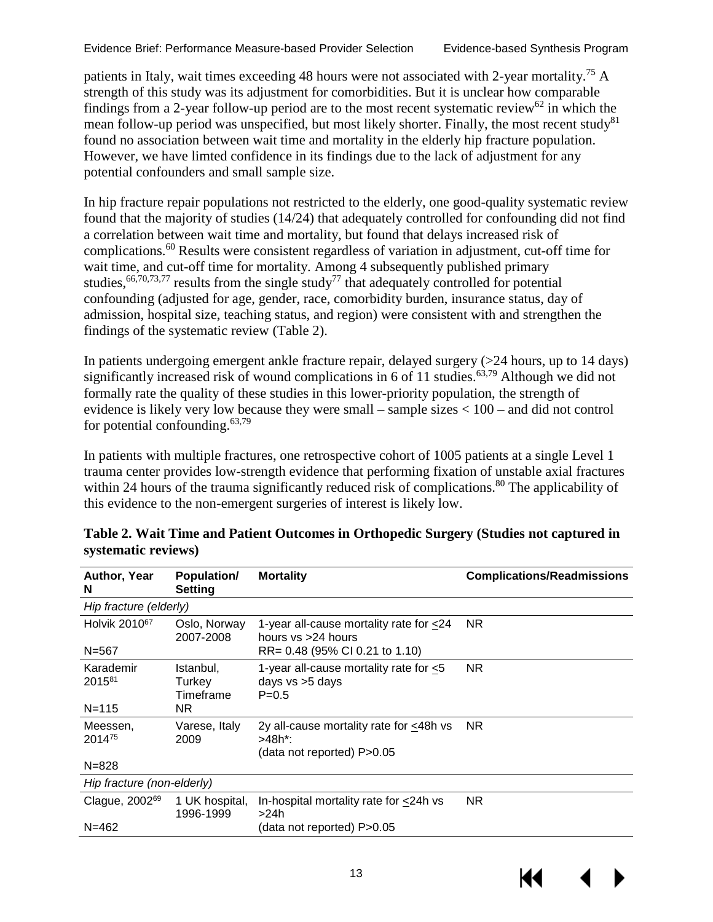patients in Italy, wait times exceeding 48 hours were not associated with 2-year mortality.[75] A strength of this study was its adjustment for comorbidities. But it is unclear how comparable findings from a 2-year follow-up period are to the most recent systematic review[62] in which the mean follow-up period was unspecified, but most likely shorter. Finally, the most recent study[81] found no association between wait time and mortality in the elderly hip fracture population. However, we have limted confidence in its findings due to the lack of adjustment for any potential confounders and small sample size.

In hip fracture repair populations not restricted to the elderly, one good-quality systematic review found that the majority of studies (14/24) that adequately controlled for confounding did not find a correlation between wait time and mortality, but found that delays increased risk of complications.[60] Results were consistent regardless of variation in adjustment, cut-off time for wait time, and cut-off time for mortality. Among 4 subsequently published primary studies,[66,70,73,77] results from the single study[77] that adequately controlled for potential confounding (adjusted for age, gender, race, comorbidity burden, insurance status, day of admission, hospital size, teaching status, and region) were consistent with and strengthen the findings of the systematic review (Table 2).

In patients undergoing emergent ankle fracture repair, delayed surgery (>24 hours, up to 14 days) significantly increased risk of wound complications in 6 of 11 studies.[63,79] Although we did not formally rate the quality of these studies in this lower-priority population, the strength of evidence is likely very low because they were small – sample sizes < 100 – and did not control for potential confounding.[63,79]

In patients with multiple fractures, one retrospective cohort of 1005 patients at a single Level 1 trauma center provides low-strength evidence that performing fixation of unstable axial fractures within 24 hours of the trauma significantly reduced risk of complications.[80] The applicability of this evidence to the non-emergent surgeries of interest is likely low.

**Table 2. Wait Time and Patient Outcomes in Orthopedic Surgery (Studies not captured in systematic reviews)**

| Author, Year N | Population/ Setting | Mortality | Complications/Readmissions |
|---|---|---|---|
| *Hip fracture (elderly)* | | | |
| Holvik 2010[67] N=567 | Oslo, Norway 2007-2008 | 1-year all-cause mortality rate for ≤24 hours vs >24 hours RR= 0.48 (95% CI 0.21 to 1.10) | NR |
| Karademir 2015[81] N=115 | Istanbul, Turkey Timeframe NR | 1-year all-cause mortality rate for ≤5 days vs >5 days P=0.5 | NR |
| Meessen, 2014[75] N=828 | Varese, Italy 2009 | 2y all-cause mortality rate for ≤48h vs >48h*: (data not reported) P>0.05 | NR |
| *Hip fracture (non-elderly)* | | | |
| Clague, 2002[69] N=462 | 1 UK hospital, 1996-1999 | In-hospital mortality rate for ≤24h vs >24h (data not reported) P>0.05 | NR |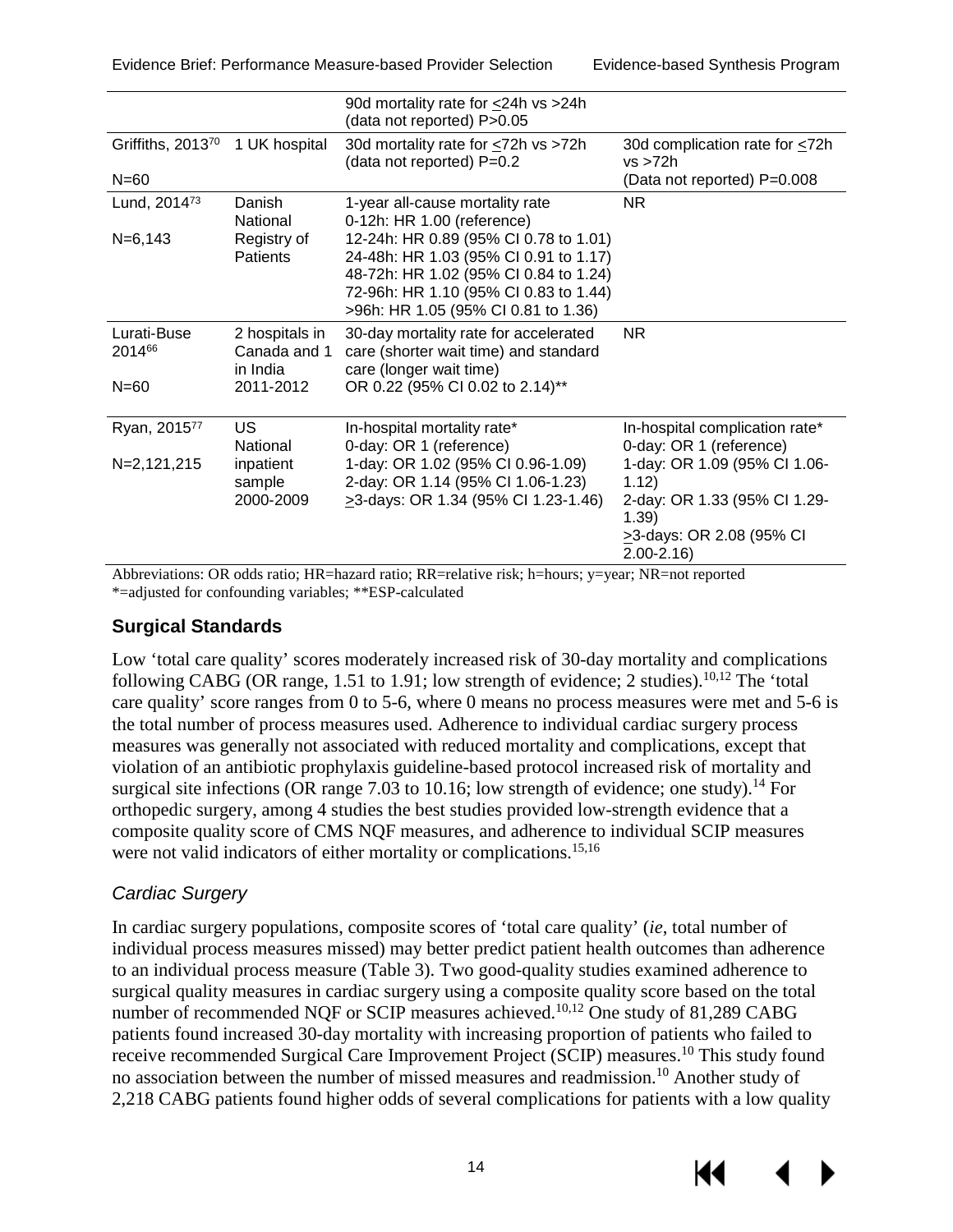| | | | |
|---|---|---|---|
| | | 90d mortality rate for <24h vs >24h (data not reported) P>0.05 | |
| Griffiths, 2013[70]<br><br>N=60 | 1 UK hospital | 30d mortality rate for <72h vs >72h (data not reported) P=0.2 | 30d complication rate for <72h vs >72h<br>(Data not reported) P=0.008 |
| Lund, 2014[73]<br><br>N=6,143 | Danish National Registry of Patients | 1-year all-cause mortality rate<br>0-12h: HR 1.00 (reference)<br>12-24h: HR 0.89 (95% CI 0.78 to 1.01)<br>24-48h: HR 1.03 (95% CI 0.91 to 1.17)<br>48-72h: HR 1.02 (95% CI 0.84 to 1.24)<br>72-96h: HR 1.10 (95% CI 0.83 to 1.44)<br>>96h: HR 1.05 (95% CI 0.81 to 1.36) | NR |
| Lurati-Buse 2014[66]<br><br>N=60 | 2 hospitals in Canada and 1 in India 2011-2012 | 30-day mortality rate for accelerated care (shorter wait time) and standard care (longer wait time)<br>OR 0.22 (95% CI 0.02 to 2.14)** | NR |
| Ryan, 2015[77]<br><br>N=2,121,215 | US National inpatient sample 2000-2009 | In-hospital mortality rate*<br>0-day: OR 1 (reference)<br>1-day: OR 1.02 (95% CI 0.96-1.09)<br>2-day: OR 1.14 (95% CI 1.06-1.23)<br>≥3-days: OR 1.34 (95% CI 1.23-1.46) | In-hospital complication rate*<br>0-day: OR 1 (reference)<br>1-day: OR 1.09 (95% CI 1.06-1.12)<br>2-day: OR 1.33 (95% CI 1.29-1.39)<br>≥3-days: OR 2.08 (95% CI 2.00-2.16) |

Abbreviations: OR odds ratio; HR=hazard ratio; RR=relative risk; h=hours; y=year; NR=not reported
*=adjusted for confounding variables; **ESP-calculated

### Surgical Standards

Low 'total care quality' scores moderately increased risk of 30-day mortality and complications following CABG (OR range, 1.51 to 1.91; low strength of evidence; 2 studies).[10,12] The 'total care quality' score ranges from 0 to 5-6, where 0 means no process measures were met and 5-6 is the total number of process measures used. Adherence to individual cardiac surgery process measures was generally not associated with reduced mortality and complications, except that violation of an antibiotic prophylaxis guideline-based protocol increased risk of mortality and surgical site infections (OR range 7.03 to 10.16; low strength of evidence; one study).[14] For orthopedic surgery, among 4 studies the best studies provided low-strength evidence that a composite quality score of CMS NQF measures, and adherence to individual SCIP measures were not valid indicators of either mortality or complications.[15,16]

#### *Cardiac Surgery*

In cardiac surgery populations, composite scores of 'total care quality' (*ie*, total number of individual process measures missed) may better predict patient health outcomes than adherence to an individual process measure (Table 3). Two good-quality studies examined adherence to surgical quality measures in cardiac surgery using a composite quality score based on the total number of recommended NQF or SCIP measures achieved.[10,12] One study of 81,289 CABG patients found increased 30-day mortality with increasing proportion of patients who failed to receive recommended Surgical Care Improvement Project (SCIP) measures.[10] This study found no association between the number of missed measures and readmission.[10] Another study of 2,218 CABG patients found higher odds of several complications for patients with a low quality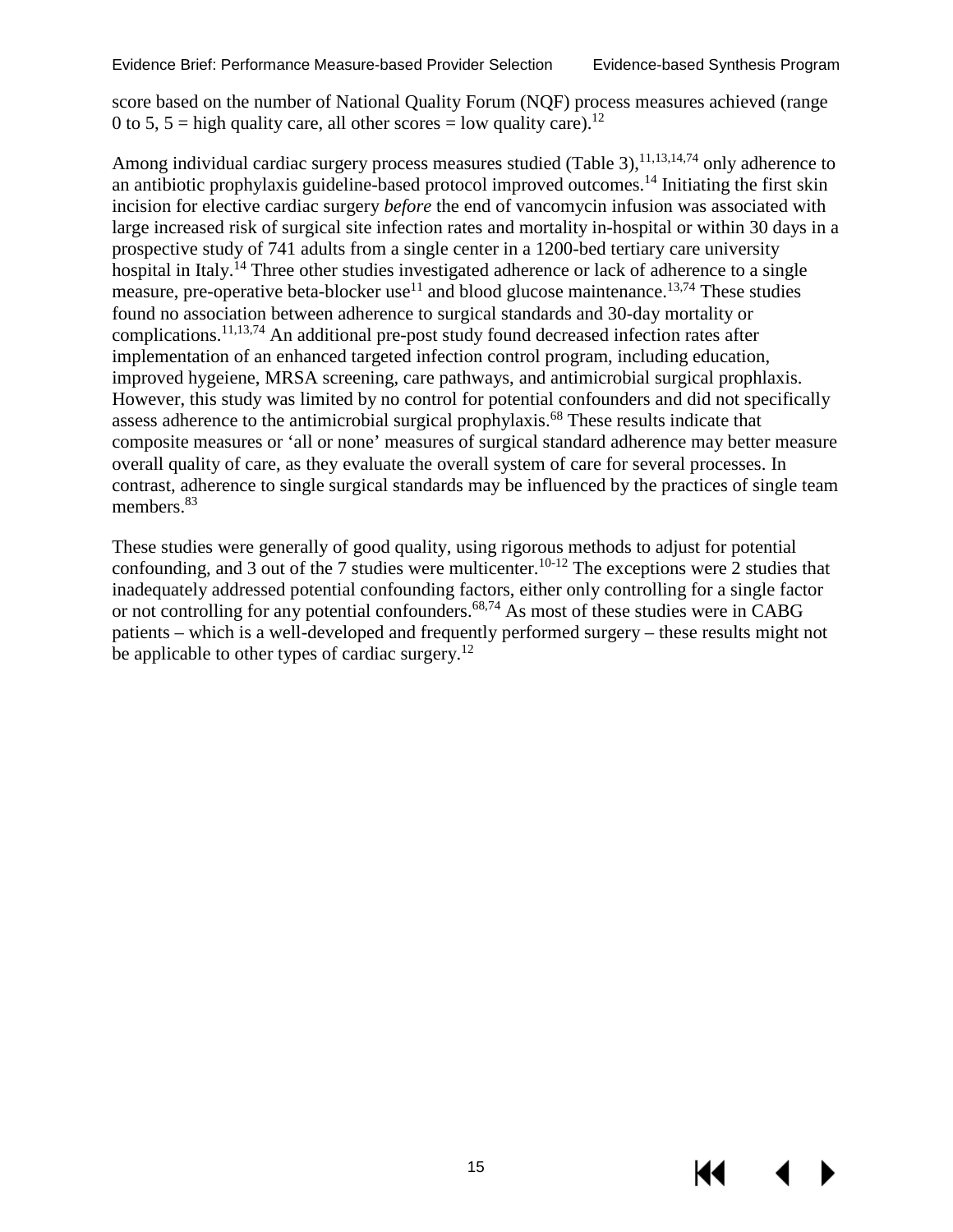score based on the number of National Quality Forum (NQF) process measures achieved (range 0 to 5, 5 = high quality care, all other scores = low quality care).[12]

Among individual cardiac surgery process measures studied (Table 3),[11,13,14,74] only adherence to an antibiotic prophylaxis guideline-based protocol improved outcomes.[14] Initiating the first skin incision for elective cardiac surgery *before* the end of vancomycin infusion was associated with large increased risk of surgical site infection rates and mortality in-hospital or within 30 days in a prospective study of 741 adults from a single center in a 1200-bed tertiary care university hospital in Italy.[14] Three other studies investigated adherence or lack of adherence to a single measure, pre-operative beta-blocker use[11] and blood glucose maintenance.[13,74] These studies found no association between adherence to surgical standards and 30-day mortality or complications.[11,13,74] An additional pre-post study found decreased infection rates after implementation of an enhanced targeted infection control program, including education, improved hygeiene, MRSA screening, care pathways, and antimicrobial surgical prophlaxis. However, this study was limited by no control for potential confounders and did not specifically assess adherence to the antimicrobial surgical prophylaxis.[68] These results indicate that composite measures or 'all or none' measures of surgical standard adherence may better measure overall quality of care, as they evaluate the overall system of care for several processes. In contrast, adherence to single surgical standards may be influenced by the practices of single team members.[83]

These studies were generally of good quality, using rigorous methods to adjust for potential confounding, and 3 out of the 7 studies were multicenter.[10-12] The exceptions were 2 studies that inadequately addressed potential confounding factors, either only controlling for a single factor or not controlling for any potential confounders.[68,74] As most of these studies were in CABG patients – which is a well-developed and frequently performed surgery – these results might not be applicable to other types of cardiac surgery.[12]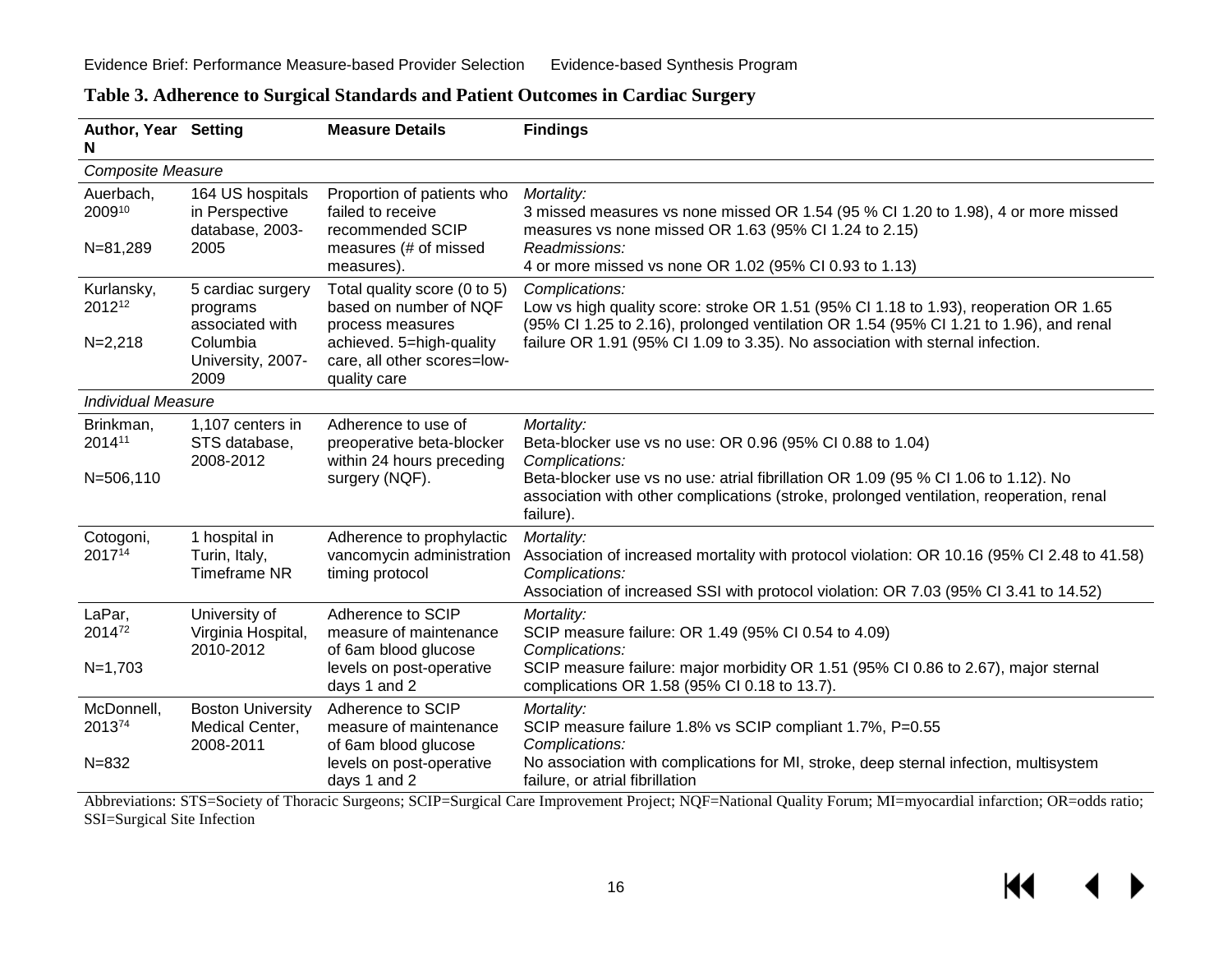**Table 3. Adherence to Surgical Standards and Patient Outcomes in Cardiac Surgery**

| Author, Year N | Setting | Measure Details | Findings |
|---|---|---|---|
| *Composite Measure* | | | |
| Auerbach, 2009[10] N=81,289 | 164 US hospitals in Perspective database, 2003-2005 | Proportion of patients who failed to receive recommended SCIP measures (# of missed measures). | *Mortality:* 3 missed measures vs none missed OR 1.54 (95 % CI 1.20 to 1.98), 4 or more missed measures vs none missed OR 1.63 (95% CI 1.24 to 2.15) *Readmissions:* 4 or more missed vs none OR 1.02 (95% CI 0.93 to 1.13) |
| Kurlansky, 2012[12] N=2,218 | 5 cardiac surgery programs associated with Columbia University, 2007-2009 | Total quality score (0 to 5) based on number of NQF process measures achieved. 5=high-quality care, all other scores=low-quality care | *Complications:* Low vs high quality score: stroke OR 1.51 (95% CI 1.18 to 1.93), reoperation OR 1.65 (95% CI 1.25 to 2.16), prolonged ventilation OR 1.54 (95% CI 1.21 to 1.96), and renal failure OR 1.91 (95% CI 1.09 to 3.35). No association with sternal infection. |
| *Individual Measure* | | | |
| Brinkman, 2014[11] N=506,110 | 1,107 centers in STS database, 2008-2012 | Adherence to use of preoperative beta-blocker within 24 hours preceding surgery (NQF). | *Mortality:* Beta-blocker use vs no use: OR 0.96 (95% CI 0.88 to 1.04) *Complications:* Beta-blocker use vs no use*:* atrial fibrillation OR 1.09 (95 % CI 1.06 to 1.12). No association with other complications (stroke, prolonged ventilation, reoperation, renal failure). |
| Cotogoni, 2017[14] | 1 hospital in Turin, Italy, Timeframe NR | Adherence to prophylactic vancomycin administration timing protocol | *Mortality:* Association of increased mortality with protocol violation: OR 10.16 (95% CI 2.48 to 41.58) *Complications:* Association of increased SSI with protocol violation: OR 7.03 (95% CI 3.41 to 14.52) |
| LaPar, 2014[72] N=1,703 | University of Virginia Hospital, 2010-2012 | Adherence to SCIP measure of maintenance of 6am blood glucose levels on post-operative days 1 and 2 | *Mortality:* SCIP measure failure: OR 1.49 (95% CI 0.54 to 4.09) *Complications:* SCIP measure failure: major morbidity OR 1.51 (95% CI 0.86 to 2.67), major sternal complications OR 1.58 (95% CI 0.18 to 13.7). |
| McDonnell, 2013[74] N=832 | Boston University Medical Center, 2008-2011 | Adherence to SCIP measure of maintenance of 6am blood glucose levels on post-operative days 1 and 2 | *Mortality:* SCIP measure failure 1.8% vs SCIP compliant 1.7%, P=0.55 *Complications:* No association with complications for MI, stroke, deep sternal infection, multisystem failure, or atrial fibrillation |

Abbreviations: STS=Society of Thoracic Surgeons; SCIP=Surgical Care Improvement Project; NQF=National Quality Forum; MI=myocardial infarction; OR=odds ratio; SSI=Surgical Site Infection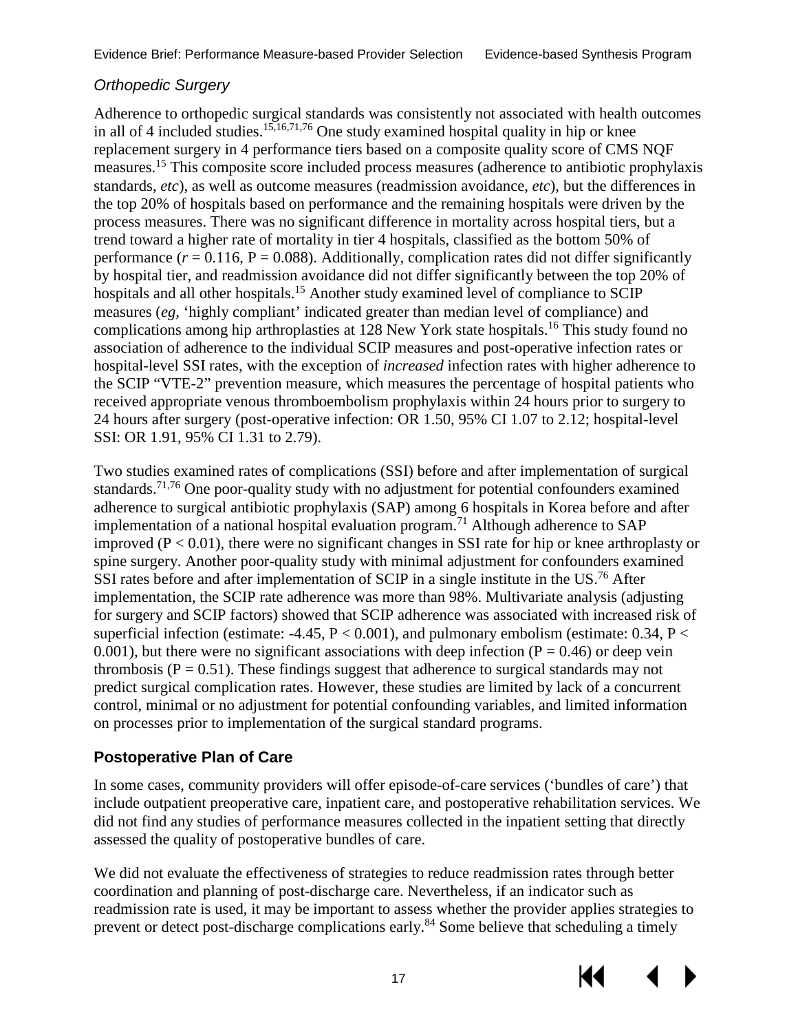### *Orthopedic Surgery*

Adherence to orthopedic surgical standards was consistently not associated with health outcomes in all of 4 included studies.[15,16,71,76] One study examined hospital quality in hip or knee replacement surgery in 4 performance tiers based on a composite quality score of CMS NQF measures.[15] This composite score included process measures (adherence to antibiotic prophylaxis standards, *etc*), as well as outcome measures (readmission avoidance, *etc*), but the differences in the top 20% of hospitals based on performance and the remaining hospitals were driven by the process measures. There was no significant difference in mortality across hospital tiers, but a trend toward a higher rate of mortality in tier 4 hospitals, classified as the bottom 50% of performance ($r = 0.116$, $P = 0.088$). Additionally, complication rates did not differ significantly by hospital tier, and readmission avoidance did not differ significantly between the top 20% of hospitals and all other hospitals.[15] Another study examined level of compliance to SCIP measures (*eg*, 'highly compliant' indicated greater than median level of compliance) and complications among hip arthroplasties at 128 New York state hospitals.[16] This study found no association of adherence to the individual SCIP measures and post-operative infection rates or hospital-level SSI rates, with the exception of *increased* infection rates with higher adherence to the SCIP "VTE-2" prevention measure, which measures the percentage of hospital patients who received appropriate venous thromboembolism prophylaxis within 24 hours prior to surgery to 24 hours after surgery (post-operative infection: OR 1.50, 95% CI 1.07 to 2.12; hospital-level SSI: OR 1.91, 95% CI 1.31 to 2.79).

Two studies examined rates of complications (SSI) before and after implementation of surgical standards.[71,76] One poor-quality study with no adjustment for potential confounders examined adherence to surgical antibiotic prophylaxis (SAP) among 6 hospitals in Korea before and after implementation of a national hospital evaluation program.[71] Although adherence to SAP improved ($P < 0.01$), there were no significant changes in SSI rate for hip or knee arthroplasty or spine surgery. Another poor-quality study with minimal adjustment for confounders examined SSI rates before and after implementation of SCIP in a single institute in the US.[76] After implementation, the SCIP rate adherence was more than 98%. Multivariate analysis (adjusting for surgery and SCIP factors) showed that SCIP adherence was associated with increased risk of superficial infection (estimate: -4.45, $P < 0.001$), and pulmonary embolism (estimate: 0.34, $P < 0.001$), but there were no significant associations with deep infection ($P = 0.46$) or deep vein thrombosis ($P = 0.51$). These findings suggest that adherence to surgical standards may not predict surgical complication rates. However, these studies are limited by lack of a concurrent control, minimal or no adjustment for potential confounding variables, and limited information on processes prior to implementation of the surgical standard programs.

## Postoperative Plan of Care

In some cases, community providers will offer episode-of-care services ('bundles of care') that include outpatient preoperative care, inpatient care, and postoperative rehabilitation services. We did not find any studies of performance measures collected in the inpatient setting that directly assessed the quality of postoperative bundles of care.

We did not evaluate the effectiveness of strategies to reduce readmission rates through better coordination and planning of post-discharge care. Nevertheless, if an indicator such as readmission rate is used, it may be important to assess whether the provider applies strategies to prevent or detect post-discharge complications early.[84] Some believe that scheduling a timely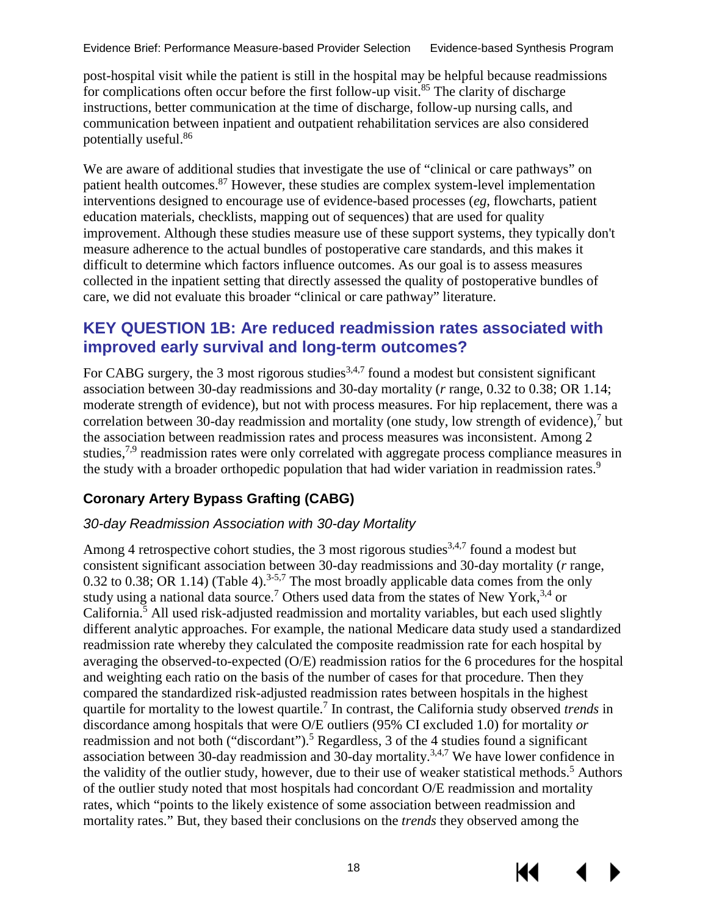post-hospital visit while the patient is still in the hospital may be helpful because readmissions for complications often occur before the first follow-up visit.[85] The clarity of discharge instructions, better communication at the time of discharge, follow-up nursing calls, and communication between inpatient and outpatient rehabilitation services are also considered potentially useful.[86]

We are aware of additional studies that investigate the use of "clinical or care pathways" on patient health outcomes.[87] However, these studies are complex system-level implementation interventions designed to encourage use of evidence-based processes (*eg*, flowcharts, patient education materials, checklists, mapping out of sequences) that are used for quality improvement. Although these studies measure use of these support systems, they typically don't measure adherence to the actual bundles of postoperative care standards, and this makes it difficult to determine which factors influence outcomes. As our goal is to assess measures collected in the inpatient setting that directly assessed the quality of postoperative bundles of care, we did not evaluate this broader "clinical or care pathway" literature.

## KEY QUESTION 1B: Are reduced readmission rates associated with improved early survival and long-term outcomes?

For CABG surgery, the 3 most rigorous studies[3,4,7] found a modest but consistent significant association between 30-day readmissions and 30-day mortality (*r* range, 0.32 to 0.38; OR 1.14; moderate strength of evidence), but not with process measures. For hip replacement, there was a correlation between 30-day readmission and mortality (one study, low strength of evidence),[7] but the association between readmission rates and process measures was inconsistent. Among 2 studies,[7,9] readmission rates were only correlated with aggregate process compliance measures in the study with a broader orthopedic population that had wider variation in readmission rates.[9]

### Coronary Artery Bypass Grafting (CABG)

#### *30-day Readmission Association with 30-day Mortality*

Among 4 retrospective cohort studies, the 3 most rigorous studies[3,4,7] found a modest but consistent significant association between 30-day readmissions and 30-day mortality (*r* range, 0.32 to 0.38; OR 1.14) (Table 4).[3-5,7] The most broadly applicable data comes from the only study using a national data source.[7] Others used data from the states of New York,[3,4] or California.[5] All used risk-adjusted readmission and mortality variables, but each used slightly different analytic approaches. For example, the national Medicare data study used a standardized readmission rate whereby they calculated the composite readmission rate for each hospital by averaging the observed-to-expected (O/E) readmission ratios for the 6 procedures for the hospital and weighting each ratio on the basis of the number of cases for that procedure. Then they compared the standardized risk-adjusted readmission rates between hospitals in the highest quartile for mortality to the lowest quartile.[7] In contrast, the California study observed *trends* in discordance among hospitals that were O/E outliers (95% CI excluded 1.0) for mortality *or* readmission and not both ("discordant").[5] Regardless, 3 of the 4 studies found a significant association between 30-day readmission and 30-day mortality.[3,4,7] We have lower confidence in the validity of the outlier study, however, due to their use of weaker statistical methods.[5] Authors of the outlier study noted that most hospitals had concordant O/E readmission and mortality rates, which "points to the likely existence of some association between readmission and mortality rates." But, they based their conclusions on the *trends* they observed among the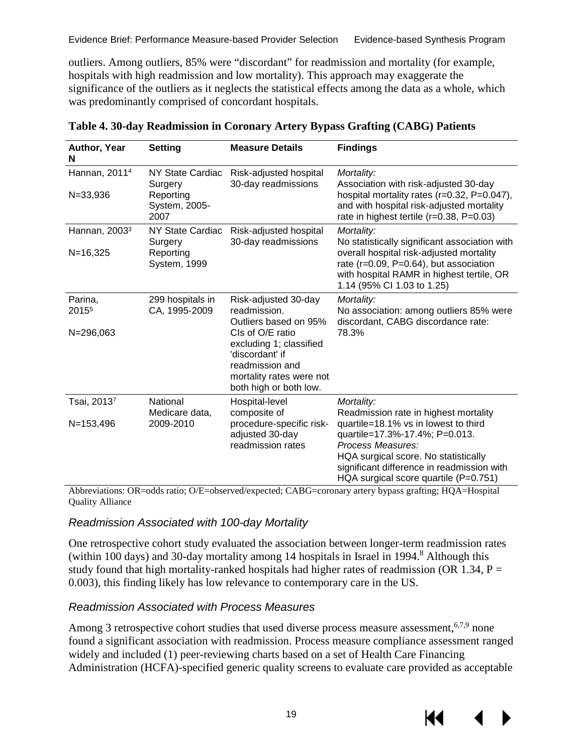outliers. Among outliers, 85% were "discordant" for readmission and mortality (for example, hospitals with high readmission and low mortality). This approach may exaggerate the significance of the outliers as it neglects the statistical effects among the data as a whole, which was predominantly comprised of concordant hospitals.

**Table 4. 30-day Readmission in Coronary Artery Bypass Grafting (CABG) Patients**

| Author, Year N | Setting | Measure Details | Findings |
|---|---|---|---|
| Hannan, 2011[4] N=33,936 | NY State Cardiac Surgery Reporting System, 2005-2007 | Risk-adjusted hospital 30-day readmissions | *Mortality:* Association with risk-adjusted 30-day hospital mortality rates (r=0.32, P=0.047), and with hospital risk-adjusted mortality rate in highest tertile (r=0.38, P=0.03) |
| Hannan, 2003[3] N=16,325 | NY State Cardiac Surgery Reporting System, 1999 | Risk-adjusted hospital 30-day readmissions | *Mortality:* No statistically significant association with overall hospital risk-adjusted mortality rate (r=0.09, P=0.64), but association with hospital RAMR in highest tertile, OR 1.14 (95% CI 1.03 to 1.25) |
| Parina, 2015[5] N=296,063 | 299 hospitals in CA, 1995-2009 | Risk-adjusted 30-day readmission. Outliers based on 95% CIs of O/E ratio excluding 1; classified 'discordant' if readmission and mortality rates were not both high or both low. | *Mortality:* No association: among outliers 85% were discordant, CABG discordance rate: 78.3% |
| Tsai, 2013[7] N=153,496 | National Medicare data, 2009-2010 | Hospital-level composite of procedure-specific risk-adjusted 30-day readmission rates | *Mortality:* Readmission rate in highest mortality quartile=18.1% vs in lowest to third quartile=17.3%-17.4%; P=0.013. *Process Measures:* HQA surgical score. No statistically significant difference in readmission with HQA surgical score quartile (P=0.751) |

Abbreviations: OR=odds ratio; O/E=observed/expected; CABG=coronary artery bypass grafting; HQA=Hospital Quality Alliance

### *Readmission Associated with 100-day Mortality*

One retrospective cohort study evaluated the association between longer-term readmission rates (within 100 days) and 30-day mortality among 14 hospitals in Israel in 1994.[8] Although this study found that high mortality-ranked hospitals had higher rates of readmission (OR 1.34, P = 0.003), this finding likely has low relevance to contemporary care in the US.

### *Readmission Associated with Process Measures*

Among 3 retrospective cohort studies that used diverse process measure assessment,[6,7,9] none found a significant association with readmission. Process measure compliance assessment ranged widely and included (1) peer-reviewing charts based on a set of Health Care Financing Administration (HCFA)-specified generic quality screens to evaluate care provided as acceptable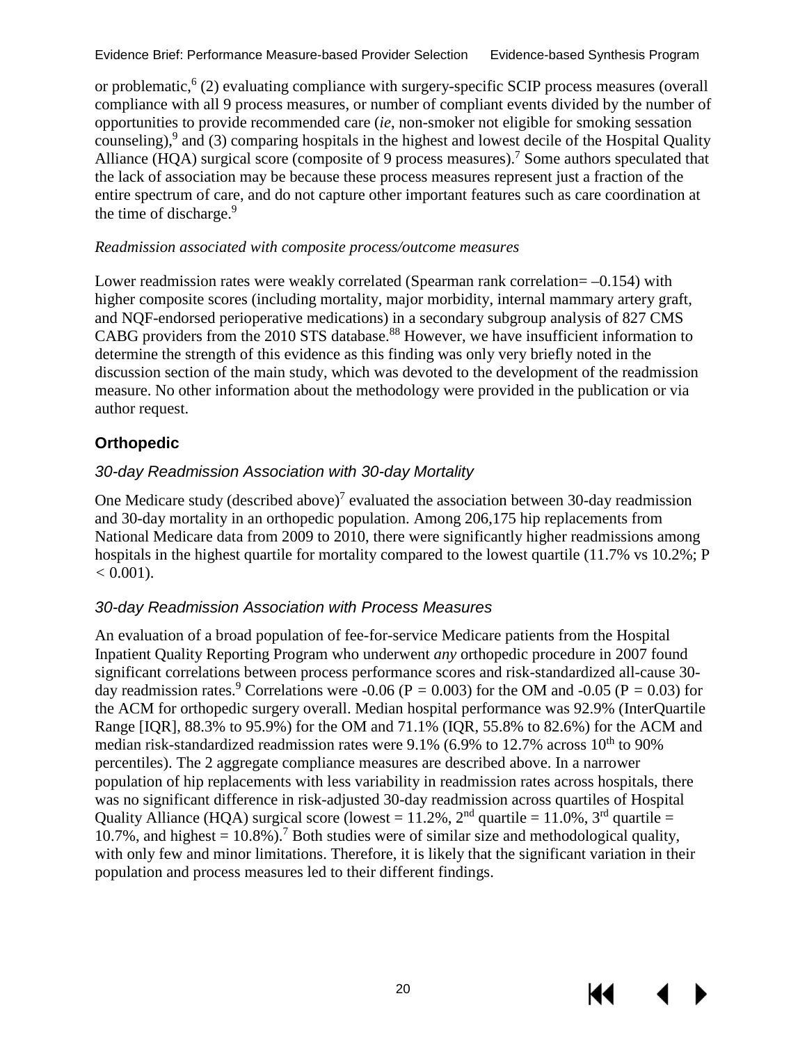or problematic,[6] (2) evaluating compliance with surgery-specific SCIP process measures (overall compliance with all 9 process measures, or number of compliant events divided by the number of opportunities to provide recommended care (*ie*, non-smoker not eligible for smoking sessation counseling),[9] and (3) comparing hospitals in the highest and lowest decile of the Hospital Quality Alliance (HQA) surgical score (composite of 9 process measures).[7] Some authors speculated that the lack of association may be because these process measures represent just a fraction of the entire spectrum of care, and do not capture other important features such as care coordination at the time of discharge.[9]

*Readmission associated with composite process/outcome measures*

Lower readmission rates were weakly correlated (Spearman rank correlation= –0.154) with higher composite scores (including mortality, major morbidity, internal mammary artery graft, and NQF-endorsed perioperative medications) in a secondary subgroup analysis of 827 CMS CABG providers from the 2010 STS database.[88] However, we have insufficient information to determine the strength of this evidence as this finding was only very briefly noted in the discussion section of the main study, which was devoted to the development of the readmission measure. No other information about the methodology were provided in the publication or via author request.

## Orthopedic

### *30-day Readmission Association with 30-day Mortality*

One Medicare study (described above)[7] evaluated the association between 30-day readmission and 30-day mortality in an orthopedic population. Among 206,175 hip replacements from National Medicare data from 2009 to 2010, there were significantly higher readmissions among hospitals in the highest quartile for mortality compared to the lowest quartile (11.7% vs 10.2%; $P < 0.001$).

### *30-day Readmission Association with Process Measures*

An evaluation of a broad population of fee-for-service Medicare patients from the Hospital Inpatient Quality Reporting Program who underwent *any* orthopedic procedure in 2007 found significant correlations between process performance scores and risk-standardized all-cause 30-day readmission rates.[9] Correlations were -0.06 ($P = 0.003$) for the OM and -0.05 ($P = 0.03$) for the ACM for orthopedic surgery overall. Median hospital performance was 92.9% (InterQuartile Range [IQR], 88.3% to 95.9%) for the OM and 71.1% (IQR, 55.8% to 82.6%) for the ACM and median risk-standardized readmission rates were 9.1% (6.9% to 12.7% across $10^{th}$ to 90% percentiles). The 2 aggregate compliance measures are described above. In a narrower population of hip replacements with less variability in readmission rates across hospitals, there was no significant difference in risk-adjusted 30-day readmission across quartiles of Hospital Quality Alliance (HQA) surgical score (lowest = 11.2%, $2^{nd}$ quartile = 11.0%, $3^{rd}$ quartile = 10.7%, and highest = 10.8%).[7] Both studies were of similar size and methodological quality, with only few and minor limitations. Therefore, it is likely that the significant variation in their population and process measures led to their different findings.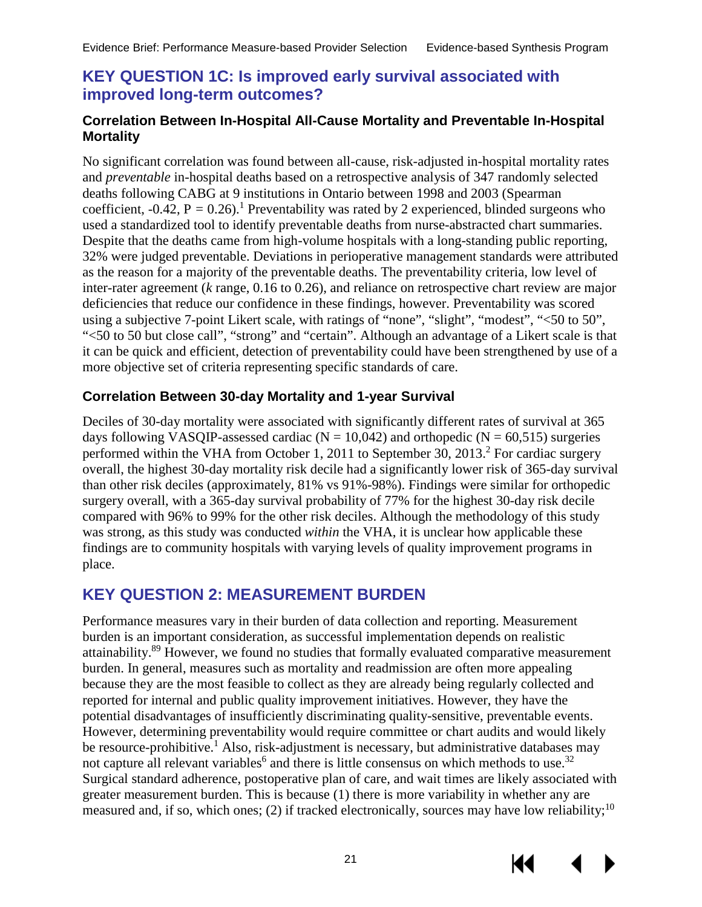## KEY QUESTION 1C: Is improved early survival associated with improved long-term outcomes?

### Correlation Between In-Hospital All-Cause Mortality and Preventable In-Hospital Mortality

No significant correlation was found between all-cause, risk-adjusted in-hospital mortality rates and *preventable* in-hospital deaths based on a retrospective analysis of 347 randomly selected deaths following CABG at 9 institutions in Ontario between 1998 and 2003 (Spearman coefficient, -0.42, P = 0.26).[1] Preventability was rated by 2 experienced, blinded surgeons who used a standardized tool to identify preventable deaths from nurse-abstracted chart summaries. Despite that the deaths came from high-volume hospitals with a long-standing public reporting, 32% were judged preventable. Deviations in perioperative management standards were attributed as the reason for a majority of the preventable deaths. The preventability criteria, low level of inter-rater agreement (*k* range, 0.16 to 0.26), and reliance on retrospective chart review are major deficiencies that reduce our confidence in these findings, however. Preventability was scored using a subjective 7-point Likert scale, with ratings of "none", "slight", "modest", "<50 to 50", "<50 to 50 but close call", "strong" and "certain". Although an advantage of a Likert scale is that it can be quick and efficient, detection of preventability could have been strengthened by use of a more objective set of criteria representing specific standards of care.

### Correlation Between 30-day Mortality and 1-year Survival

Deciles of 30-day mortality were associated with significantly different rates of survival at 365 days following VASQIP-assessed cardiac (N = 10,042) and orthopedic (N = 60,515) surgeries performed within the VHA from October 1, 2011 to September 30, 2013.[2] For cardiac surgery overall, the highest 30-day mortality risk decile had a significantly lower risk of 365-day survival than other risk deciles (approximately, 81% vs 91%-98%). Findings were similar for orthopedic surgery overall, with a 365-day survival probability of 77% for the highest 30-day risk decile compared with 96% to 99% for the other risk deciles. Although the methodology of this study was strong, as this study was conducted *within* the VHA, it is unclear how applicable these findings are to community hospitals with varying levels of quality improvement programs in place.

## KEY QUESTION 2: MEASUREMENT BURDEN

Performance measures vary in their burden of data collection and reporting. Measurement burden is an important consideration, as successful implementation depends on realistic attainability.[89] However, we found no studies that formally evaluated comparative measurement burden. In general, measures such as mortality and readmission are often more appealing because they are the most feasible to collect as they are already being regularly collected and reported for internal and public quality improvement initiatives. However, they have the potential disadvantages of insufficiently discriminating quality-sensitive, preventable events. However, determining preventability would require committee or chart audits and would likely be resource-prohibitive.[1] Also, risk-adjustment is necessary, but administrative databases may not capture all relevant variables[6] and there is little consensus on which methods to use.[32] Surgical standard adherence, postoperative plan of care, and wait times are likely associated with greater measurement burden. This is because (1) there is more variability in whether any are measured and, if so, which ones; (2) if tracked electronically, sources may have low reliability;[10]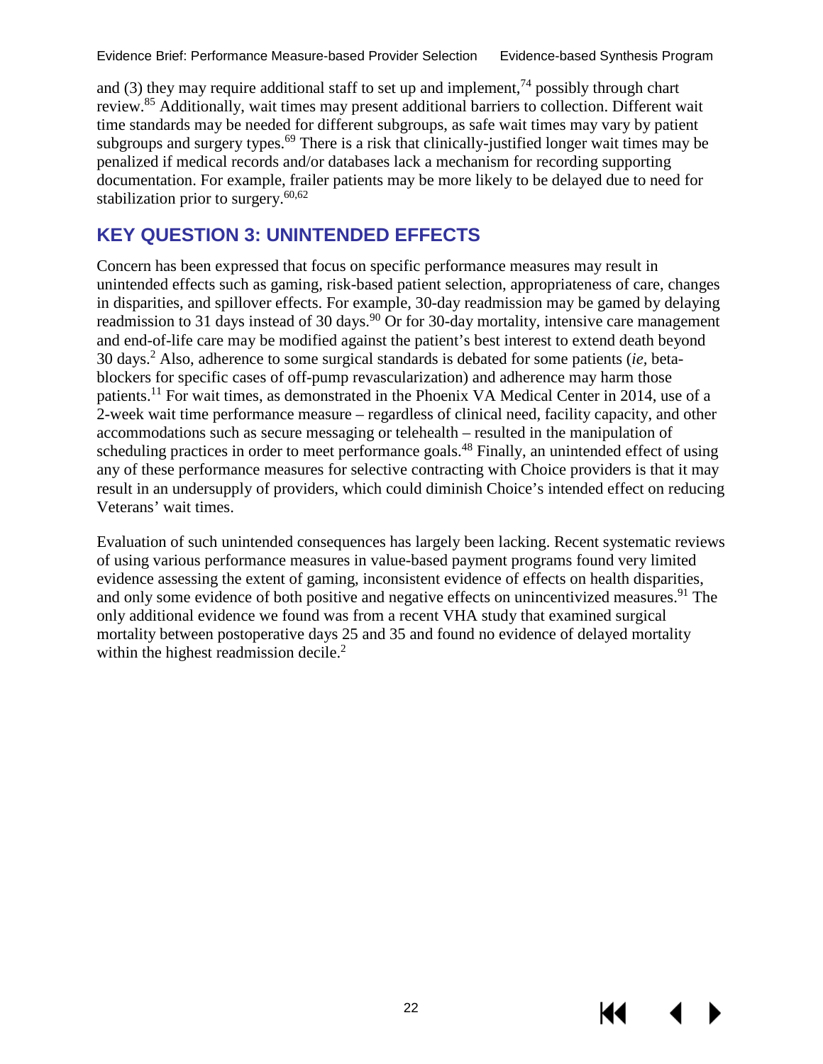and (3) they may require additional staff to set up and implement,[74] possibly through chart review.[85] Additionally, wait times may present additional barriers to collection. Different wait time standards may be needed for different subgroups, as safe wait times may vary by patient subgroups and surgery types.[69] There is a risk that clinically-justified longer wait times may be penalized if medical records and/or databases lack a mechanism for recording supporting documentation. For example, frailer patients may be more likely to be delayed due to need for stabilization prior to surgery.[60,62]

## KEY QUESTION 3: UNINTENDED EFFECTS

Concern has been expressed that focus on specific performance measures may result in unintended effects such as gaming, risk-based patient selection, appropriateness of care, changes in disparities, and spillover effects. For example, 30-day readmission may be gamed by delaying readmission to 31 days instead of 30 days.[90] Or for 30-day mortality, intensive care management and end-of-life care may be modified against the patient's best interest to extend death beyond 30 days.[2] Also, adherence to some surgical standards is debated for some patients (*ie,* beta-blockers for specific cases of off-pump revascularization) and adherence may harm those patients.[11] For wait times, as demonstrated in the Phoenix VA Medical Center in 2014, use of a 2-week wait time performance measure – regardless of clinical need, facility capacity, and other accommodations such as secure messaging or telehealth – resulted in the manipulation of scheduling practices in order to meet performance goals.[48] Finally, an unintended effect of using any of these performance measures for selective contracting with Choice providers is that it may result in an undersupply of providers, which could diminish Choice's intended effect on reducing Veterans' wait times.

Evaluation of such unintended consequences has largely been lacking. Recent systematic reviews of using various performance measures in value-based payment programs found very limited evidence assessing the extent of gaming, inconsistent evidence of effects on health disparities, and only some evidence of both positive and negative effects on unincentivized measures.[91] The only additional evidence we found was from a recent VHA study that examined surgical mortality between postoperative days 25 and 35 and found no evidence of delayed mortality within the highest readmission decile.[2]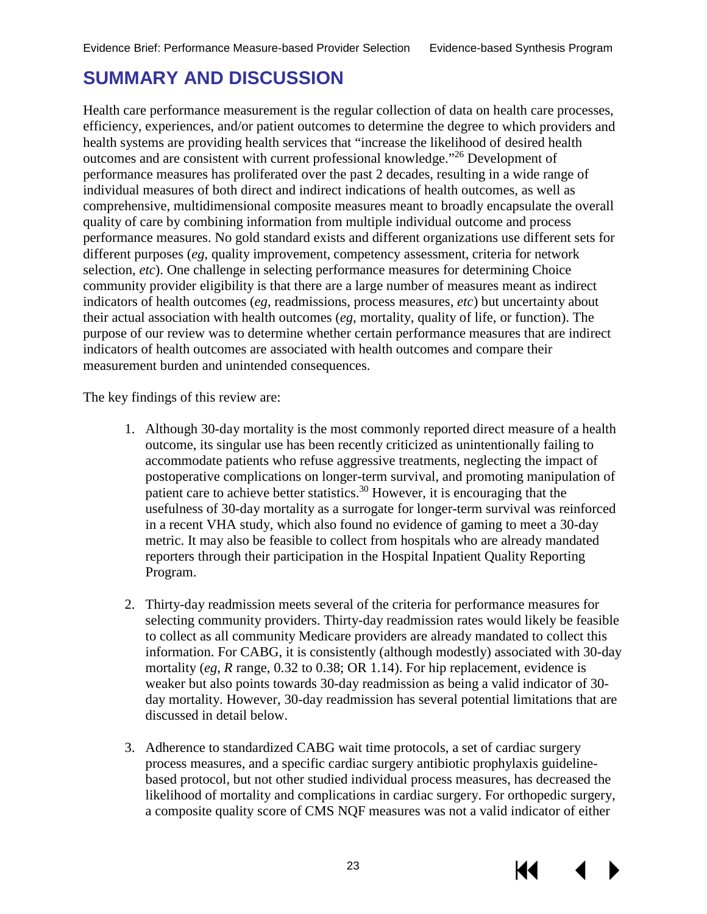## SUMMARY AND DISCUSSION

Health care performance measurement is the regular collection of data on health care processes, efficiency, experiences, and/or patient outcomes to determine the degree to which providers and health systems are providing health services that "increase the likelihood of desired health outcomes and are consistent with current professional knowledge."[26] Development of performance measures has proliferated over the past 2 decades, resulting in a wide range of individual measures of both direct and indirect indications of health outcomes, as well as comprehensive, multidimensional composite measures meant to broadly encapsulate the overall quality of care by combining information from multiple individual outcome and process performance measures. No gold standard exists and different organizations use different sets for different purposes (*eg*, quality improvement, competency assessment, criteria for network selection, *etc*). One challenge in selecting performance measures for determining Choice community provider eligibility is that there are a large number of measures meant as indirect indicators of health outcomes (*eg*, readmissions, process measures, *etc*) but uncertainty about their actual association with health outcomes (*eg*, mortality, quality of life, or function). The purpose of our review was to determine whether certain performance measures that are indirect indicators of health outcomes are associated with health outcomes and compare their measurement burden and unintended consequences.

The key findings of this review are:

1. Although 30-day mortality is the most commonly reported direct measure of a health outcome, its singular use has been recently criticized as unintentionally failing to accommodate patients who refuse aggressive treatments, neglecting the impact of postoperative complications on longer-term survival, and promoting manipulation of patient care to achieve better statistics.[30] However, it is encouraging that the usefulness of 30-day mortality as a surrogate for longer-term survival was reinforced in a recent VHA study, which also found no evidence of gaming to meet a 30-day metric. It may also be feasible to collect from hospitals who are already mandated reporters through their participation in the Hospital Inpatient Quality Reporting Program.

2. Thirty-day readmission meets several of the criteria for performance measures for selecting community providers. Thirty-day readmission rates would likely be feasible to collect as all community Medicare providers are already mandated to collect this information. For CABG, it is consistently (although modestly) associated with 30-day mortality (*eg*, $R$ range, 0.32 to 0.38; OR 1.14). For hip replacement, evidence is weaker but also points towards 30-day readmission as being a valid indicator of 30-day mortality. However, 30-day readmission has several potential limitations that are discussed in detail below.

3. Adherence to standardized CABG wait time protocols, a set of cardiac surgery process measures, and a specific cardiac surgery antibiotic prophylaxis guideline-based protocol, but not other studied individual process measures, has decreased the likelihood of mortality and complications in cardiac surgery. For orthopedic surgery, a composite quality score of CMS NQF measures was not a valid indicator of either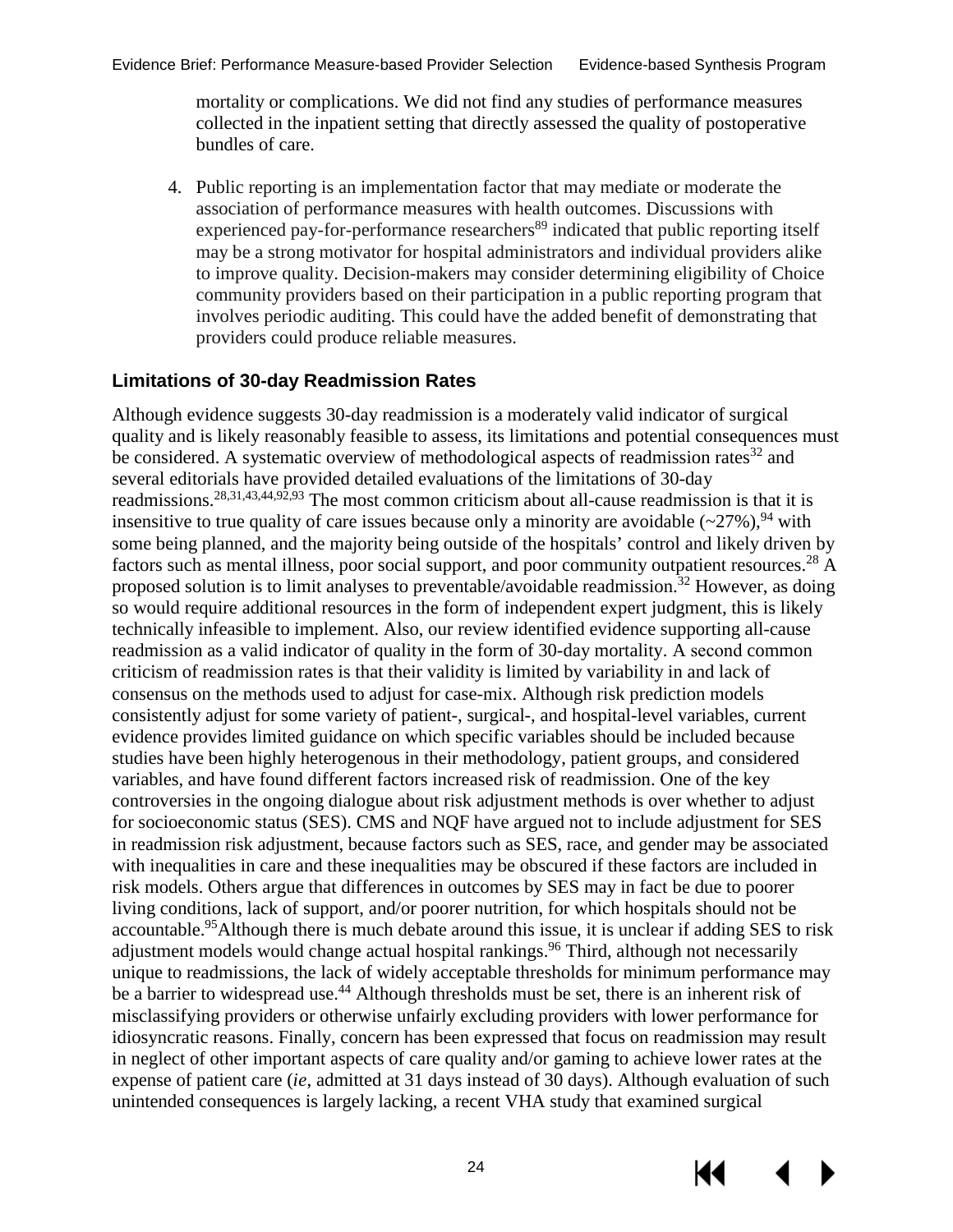mortality or complications. We did not find any studies of performance measures collected in the inpatient setting that directly assessed the quality of postoperative bundles of care.

4. Public reporting is an implementation factor that may mediate or moderate the association of performance measures with health outcomes. Discussions with experienced pay-for-performance researchers[89] indicated that public reporting itself may be a strong motivator for hospital administrators and individual providers alike to improve quality. Decision-makers may consider determining eligibility of Choice community providers based on their participation in a public reporting program that involves periodic auditing. This could have the added benefit of demonstrating that providers could produce reliable measures.

## Limitations of 30-day Readmission Rates

Although evidence suggests 30-day readmission is a moderately valid indicator of surgical quality and is likely reasonably feasible to assess, its limitations and potential consequences must be considered. A systematic overview of methodological aspects of readmission rates[32] and several editorials have provided detailed evaluations of the limitations of 30-day readmissions.[28,31,43,44,92,93] The most common criticism about all-cause readmission is that it is insensitive to true quality of care issues because only a minority are avoidable (~27%),[94] with some being planned, and the majority being outside of the hospitals' control and likely driven by factors such as mental illness, poor social support, and poor community outpatient resources.[28] A proposed solution is to limit analyses to preventable/avoidable readmission.[32] However, as doing so would require additional resources in the form of independent expert judgment, this is likely technically infeasible to implement. Also, our review identified evidence supporting all-cause readmission as a valid indicator of quality in the form of 30-day mortality. A second common criticism of readmission rates is that their validity is limited by variability in and lack of consensus on the methods used to adjust for case-mix. Although risk prediction models consistently adjust for some variety of patient-, surgical-, and hospital-level variables, current evidence provides limited guidance on which specific variables should be included because studies have been highly heterogenous in their methodology, patient groups, and considered variables, and have found different factors increased risk of readmission. One of the key controversies in the ongoing dialogue about risk adjustment methods is over whether to adjust for socioeconomic status (SES). CMS and NQF have argued not to include adjustment for SES in readmission risk adjustment, because factors such as SES, race, and gender may be associated with inequalities in care and these inequalities may be obscured if these factors are included in risk models. Others argue that differences in outcomes by SES may in fact be due to poorer living conditions, lack of support, and/or poorer nutrition, for which hospitals should not be accountable.[95]Although there is much debate around this issue, it is unclear if adding SES to risk adjustment models would change actual hospital rankings.[96] Third, although not necessarily unique to readmissions, the lack of widely acceptable thresholds for minimum performance may be a barrier to widespread use.[44] Although thresholds must be set, there is an inherent risk of misclassifying providers or otherwise unfairly excluding providers with lower performance for idiosyncratic reasons. Finally, concern has been expressed that focus on readmission may result in neglect of other important aspects of care quality and/or gaming to achieve lower rates at the expense of patient care (*ie*, admitted at 31 days instead of 30 days). Although evaluation of such unintended consequences is largely lacking, a recent VHA study that examined surgical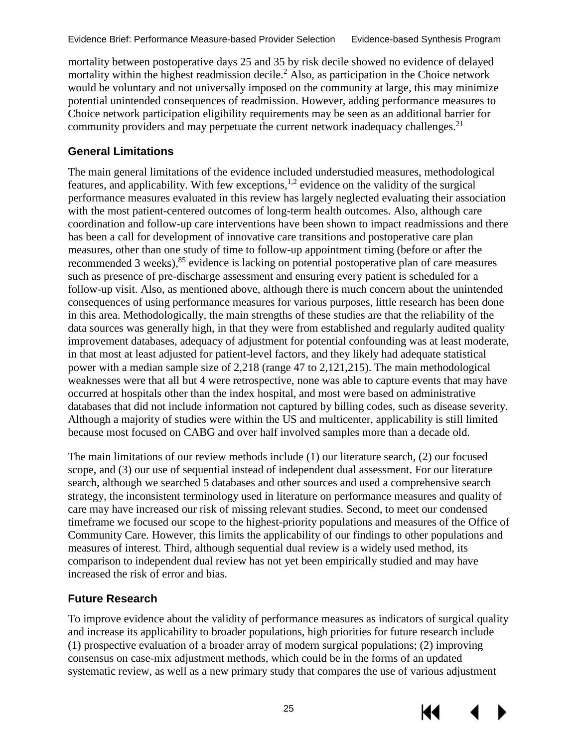mortality between postoperative days 25 and 35 by risk decile showed no evidence of delayed mortality within the highest readmission decile.[2] Also, as participation in the Choice network would be voluntary and not universally imposed on the community at large, this may minimize potential unintended consequences of readmission. However, adding performance measures to Choice network participation eligibility requirements may be seen as an additional barrier for community providers and may perpetuate the current network inadequacy challenges.[21]

### General Limitations

The main general limitations of the evidence included understudied measures, methodological features, and applicability. With few exceptions,[1,2] evidence on the validity of the surgical performance measures evaluated in this review has largely neglected evaluating their association with the most patient-centered outcomes of long-term health outcomes. Also, although care coordination and follow-up care interventions have been shown to impact readmissions and there has been a call for development of innovative care transitions and postoperative care plan measures, other than one study of time to follow-up appointment timing (before or after the recommended 3 weeks),[85] evidence is lacking on potential postoperative plan of care measures such as presence of pre-discharge assessment and ensuring every patient is scheduled for a follow-up visit. Also, as mentioned above, although there is much concern about the unintended consequences of using performance measures for various purposes, little research has been done in this area. Methodologically, the main strengths of these studies are that the reliability of the data sources was generally high, in that they were from established and regularly audited quality improvement databases, adequacy of adjustment for potential confounding was at least moderate, in that most at least adjusted for patient-level factors, and they likely had adequate statistical power with a median sample size of 2,218 (range 47 to 2,121,215). The main methodological weaknesses were that all but 4 were retrospective, none was able to capture events that may have occurred at hospitals other than the index hospital, and most were based on administrative databases that did not include information not captured by billing codes, such as disease severity. Although a majority of studies were within the US and multicenter, applicability is still limited because most focused on CABG and over half involved samples more than a decade old.

The main limitations of our review methods include (1) our literature search, (2) our focused scope, and (3) our use of sequential instead of independent dual assessment. For our literature search, although we searched 5 databases and other sources and used a comprehensive search strategy, the inconsistent terminology used in literature on performance measures and quality of care may have increased our risk of missing relevant studies. Second, to meet our condensed timeframe we focused our scope to the highest-priority populations and measures of the Office of Community Care. However, this limits the applicability of our findings to other populations and measures of interest. Third, although sequential dual review is a widely used method, its comparison to independent dual review has not yet been empirically studied and may have increased the risk of error and bias.

### Future Research

To improve evidence about the validity of performance measures as indicators of surgical quality and increase its applicability to broader populations, high priorities for future research include (1) prospective evaluation of a broader array of modern surgical populations; (2) improving consensus on case-mix adjustment methods, which could be in the forms of an updated systematic review, as well as a new primary study that compares the use of various adjustment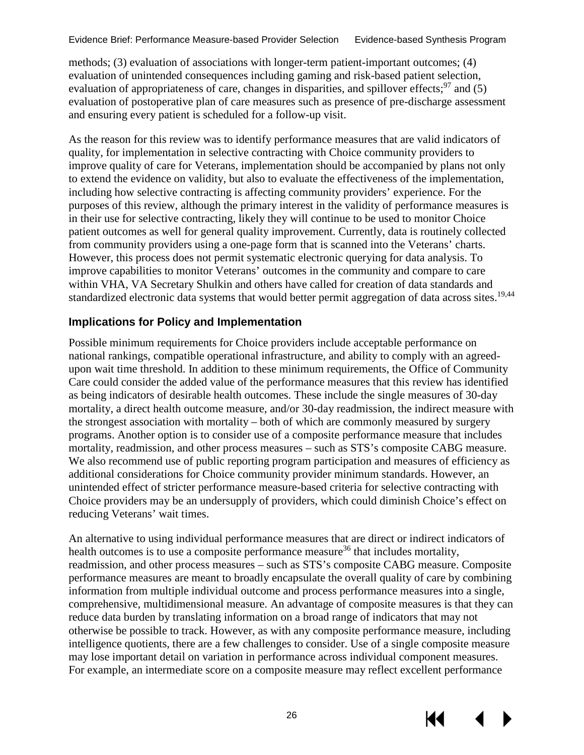methods; (3) evaluation of associations with longer-term patient-important outcomes; (4) evaluation of unintended consequences including gaming and risk-based patient selection, evaluation of appropriateness of care, changes in disparities, and spillover effects;[97] and (5) evaluation of postoperative plan of care measures such as presence of pre-discharge assessment and ensuring every patient is scheduled for a follow-up visit.

As the reason for this review was to identify performance measures that are valid indicators of quality, for implementation in selective contracting with Choice community providers to improve quality of care for Veterans, implementation should be accompanied by plans not only to extend the evidence on validity, but also to evaluate the effectiveness of the implementation, including how selective contracting is affecting community providers' experience. For the purposes of this review, although the primary interest in the validity of performance measures is in their use for selective contracting, likely they will continue to be used to monitor Choice patient outcomes as well for general quality improvement. Currently, data is routinely collected from community providers using a one-page form that is scanned into the Veterans' charts. However, this process does not permit systematic electronic querying for data analysis. To improve capabilities to monitor Veterans' outcomes in the community and compare to care within VHA, VA Secretary Shulkin and others have called for creation of data standards and standardized electronic data systems that would better permit aggregation of data across sites.[19,44]

### Implications for Policy and Implementation

Possible minimum requirements for Choice providers include acceptable performance on national rankings, compatible operational infrastructure, and ability to comply with an agreed-upon wait time threshold. In addition to these minimum requirements, the Office of Community Care could consider the added value of the performance measures that this review has identified as being indicators of desirable health outcomes. These include the single measures of 30-day mortality, a direct health outcome measure, and/or 30-day readmission, the indirect measure with the strongest association with mortality – both of which are commonly measured by surgery programs. Another option is to consider use of a composite performance measure that includes mortality, readmission, and other process measures – such as STS's composite CABG measure. We also recommend use of public reporting program participation and measures of efficiency as additional considerations for Choice community provider minimum standards. However, an unintended effect of stricter performance measure-based criteria for selective contracting with Choice providers may be an undersupply of providers, which could diminish Choice's effect on reducing Veterans' wait times.

An alternative to using individual performance measures that are direct or indirect indicators of health outcomes is to use a composite performance measure[36] that includes mortality, readmission, and other process measures – such as STS's composite CABG measure. Composite performance measures are meant to broadly encapsulate the overall quality of care by combining information from multiple individual outcome and process performance measures into a single, comprehensive, multidimensional measure. An advantage of composite measures is that they can reduce data burden by translating information on a broad range of indicators that may not otherwise be possible to track. However, as with any composite performance measure, including intelligence quotients, there are a few challenges to consider. Use of a single composite measure may lose important detail on variation in performance across individual component measures. For example, an intermediate score on a composite measure may reflect excellent performance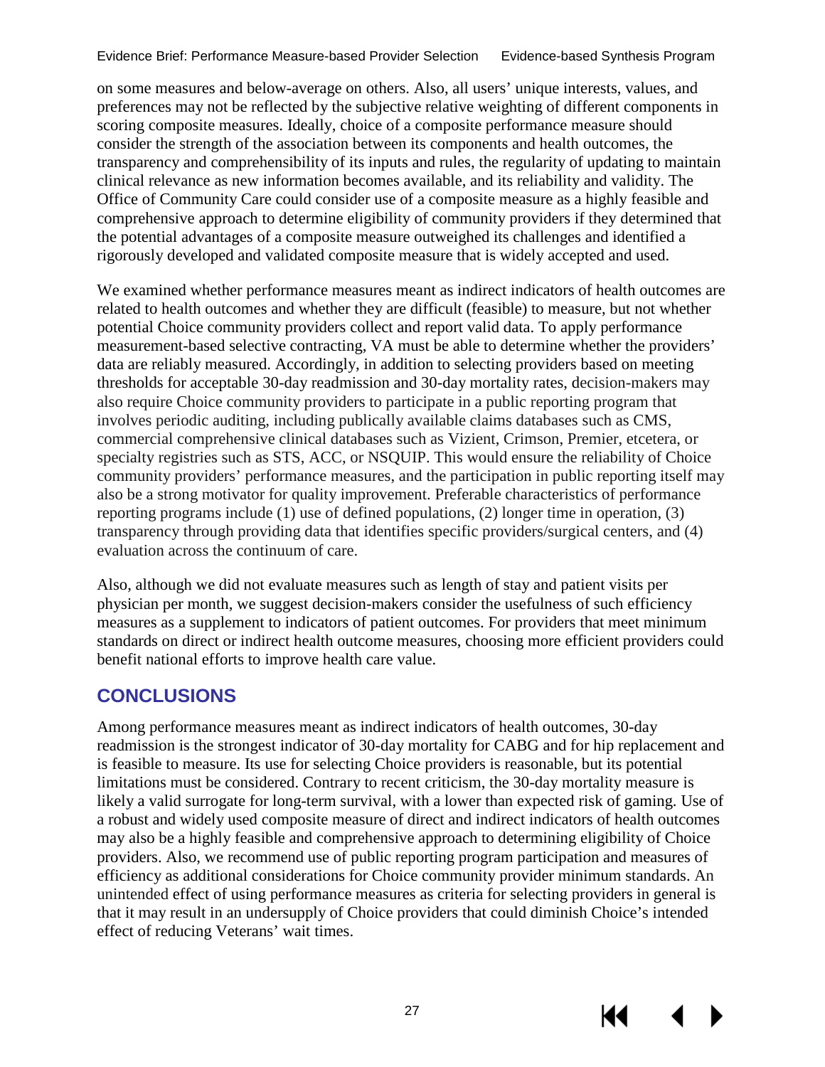on some measures and below-average on others. Also, all users' unique interests, values, and preferences may not be reflected by the subjective relative weighting of different components in scoring composite measures. Ideally, choice of a composite performance measure should consider the strength of the association between its components and health outcomes, the transparency and comprehensibility of its inputs and rules, the regularity of updating to maintain clinical relevance as new information becomes available, and its reliability and validity. The Office of Community Care could consider use of a composite measure as a highly feasible and comprehensive approach to determine eligibility of community providers if they determined that the potential advantages of a composite measure outweighed its challenges and identified a rigorously developed and validated composite measure that is widely accepted and used.

We examined whether performance measures meant as indirect indicators of health outcomes are related to health outcomes and whether they are difficult (feasible) to measure, but not whether potential Choice community providers collect and report valid data. To apply performance measurement-based selective contracting, VA must be able to determine whether the providers' data are reliably measured. Accordingly, in addition to selecting providers based on meeting thresholds for acceptable 30-day readmission and 30-day mortality rates, decision-makers may also require Choice community providers to participate in a public reporting program that involves periodic auditing, including publically available claims databases such as CMS, commercial comprehensive clinical databases such as Vizient, Crimson, Premier, etcetera, or specialty registries such as STS, ACC, or NSQUIP. This would ensure the reliability of Choice community providers' performance measures, and the participation in public reporting itself may also be a strong motivator for quality improvement. Preferable characteristics of performance reporting programs include (1) use of defined populations, (2) longer time in operation, (3) transparency through providing data that identifies specific providers/surgical centers, and (4) evaluation across the continuum of care.

Also, although we did not evaluate measures such as length of stay and patient visits per physician per month, we suggest decision-makers consider the usefulness of such efficiency measures as a supplement to indicators of patient outcomes. For providers that meet minimum standards on direct or indirect health outcome measures, choosing more efficient providers could benefit national efforts to improve health care value.

## CONCLUSIONS

Among performance measures meant as indirect indicators of health outcomes, 30-day readmission is the strongest indicator of 30-day mortality for CABG and for hip replacement and is feasible to measure. Its use for selecting Choice providers is reasonable, but its potential limitations must be considered. Contrary to recent criticism, the 30-day mortality measure is likely a valid surrogate for long-term survival, with a lower than expected risk of gaming. Use of a robust and widely used composite measure of direct and indirect indicators of health outcomes may also be a highly feasible and comprehensive approach to determining eligibility of Choice providers. Also, we recommend use of public reporting program participation and measures of efficiency as additional considerations for Choice community provider minimum standards. An unintended effect of using performance measures as criteria for selecting providers in general is that it may result in an undersupply of Choice providers that could diminish Choice's intended effect of reducing Veterans' wait times.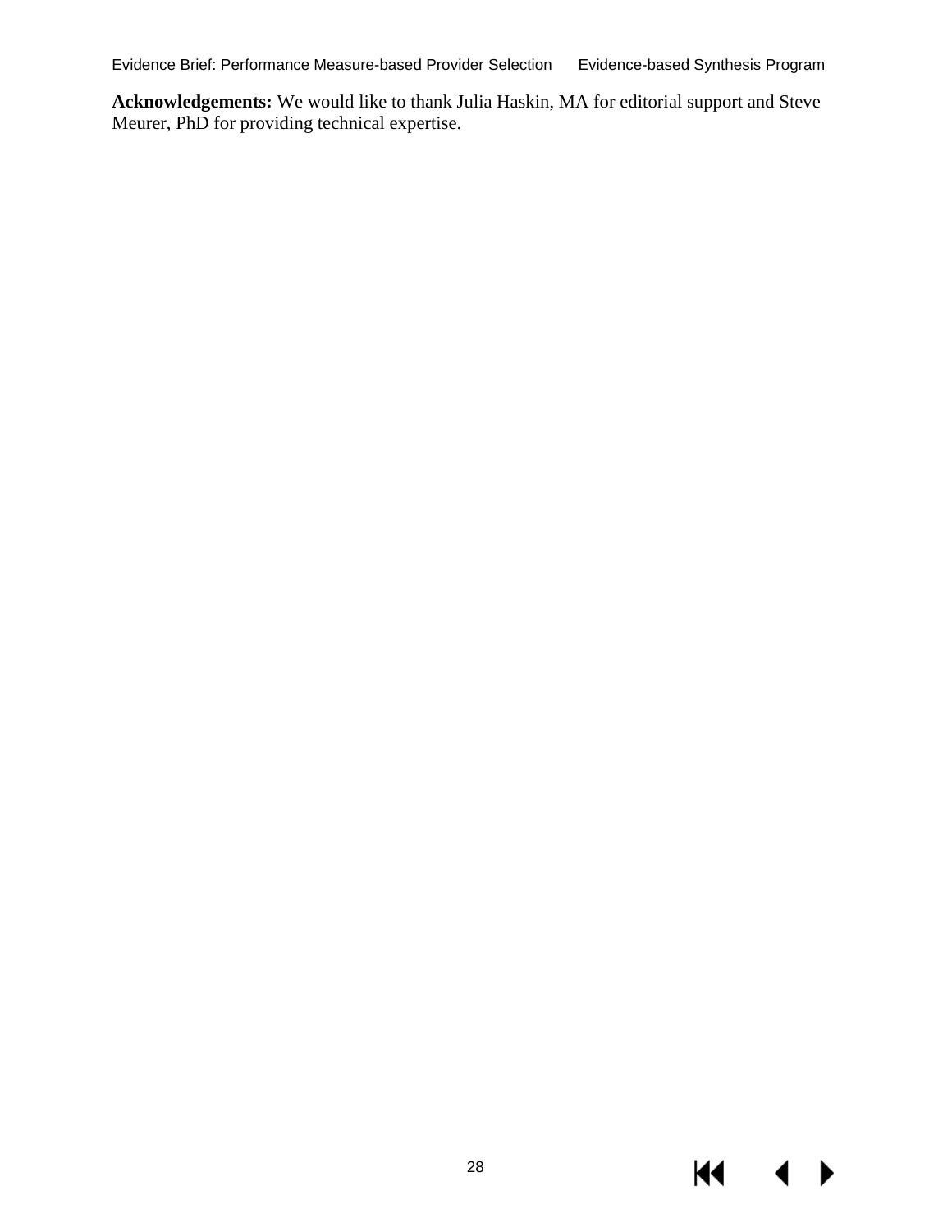**Acknowledgements:** We would like to thank Julia Haskin, MA for editorial support and Steve Meurer, PhD for providing technical expertise.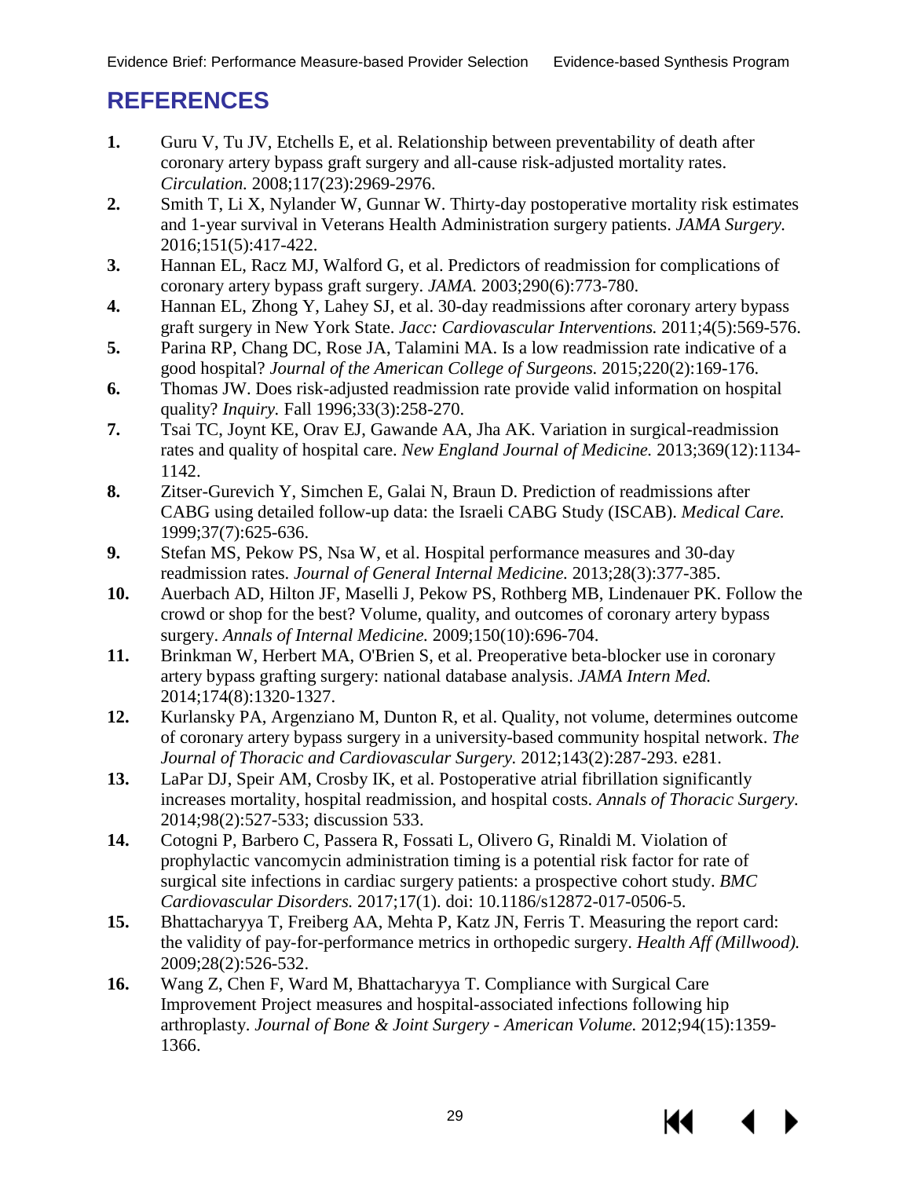# REFERENCES

1. Guru V, Tu JV, Etchells E, et al. Relationship between preventability of death after coronary artery bypass graft surgery and all-cause risk-adjusted mortality rates. *Circulation.* 2008;117(23):2969-2976.
2. Smith T, Li X, Nylander W, Gunnar W. Thirty-day postoperative mortality risk estimates and 1-year survival in Veterans Health Administration surgery patients. *JAMA Surgery.* 2016;151(5):417-422.
3. Hannan EL, Racz MJ, Walford G, et al. Predictors of readmission for complications of coronary artery bypass graft surgery. *JAMA.* 2003;290(6):773-780.
4. Hannan EL, Zhong Y, Lahey SJ, et al. 30-day readmissions after coronary artery bypass graft surgery in New York State. *Jacc: Cardiovascular Interventions.* 2011;4(5):569-576.
5. Parina RP, Chang DC, Rose JA, Talamini MA. Is a low readmission rate indicative of a good hospital? *Journal of the American College of Surgeons.* 2015;220(2):169-176.
6. Thomas JW. Does risk-adjusted readmission rate provide valid information on hospital quality? *Inquiry.* Fall 1996;33(3):258-270.
7. Tsai TC, Joynt KE, Orav EJ, Gawande AA, Jha AK. Variation in surgical-readmission rates and quality of hospital care. *New England Journal of Medicine.* 2013;369(12):1134-1142.
8. Zitser-Gurevich Y, Simchen E, Galai N, Braun D. Prediction of readmissions after CABG using detailed follow-up data: the Israeli CABG Study (ISCAB). *Medical Care.* 1999;37(7):625-636.
9. Stefan MS, Pekow PS, Nsa W, et al. Hospital performance measures and 30-day readmission rates. *Journal of General Internal Medicine.* 2013;28(3):377-385.
10. Auerbach AD, Hilton JF, Maselli J, Pekow PS, Rothberg MB, Lindenauer PK. Follow the crowd or shop for the best? Volume, quality, and outcomes of coronary artery bypass surgery. *Annals of Internal Medicine.* 2009;150(10):696-704.
11. Brinkman W, Herbert MA, O'Brien S, et al. Preoperative beta-blocker use in coronary artery bypass grafting surgery: national database analysis. *JAMA Intern Med.* 2014;174(8):1320-1327.
12. Kurlansky PA, Argenziano M, Dunton R, et al. Quality, not volume, determines outcome of coronary artery bypass surgery in a university-based community hospital network. *The Journal of Thoracic and Cardiovascular Surgery.* 2012;143(2):287-293. e281.
13. LaPar DJ, Speir AM, Crosby IK, et al. Postoperative atrial fibrillation significantly increases mortality, hospital readmission, and hospital costs. *Annals of Thoracic Surgery.* 2014;98(2):527-533; discussion 533.
14. Cotogni P, Barbero C, Passera R, Fossati L, Olivero G, Rinaldi M. Violation of prophylactic vancomycin administration timing is a potential risk factor for rate of surgical site infections in cardiac surgery patients: a prospective cohort study. *BMC Cardiovascular Disorders.* 2017;17(1). doi: 10.1186/s12872-017-0506-5.
15. Bhattacharyya T, Freiberg AA, Mehta P, Katz JN, Ferris T. Measuring the report card: the validity of pay-for-performance metrics in orthopedic surgery. *Health Aff (Millwood).* 2009;28(2):526-532.
16. Wang Z, Chen F, Ward M, Bhattacharyya T. Compliance with Surgical Care Improvement Project measures and hospital-associated infections following hip arthroplasty. *Journal of Bone & Joint Surgery - American Volume.* 2012;94(15):1359-1366.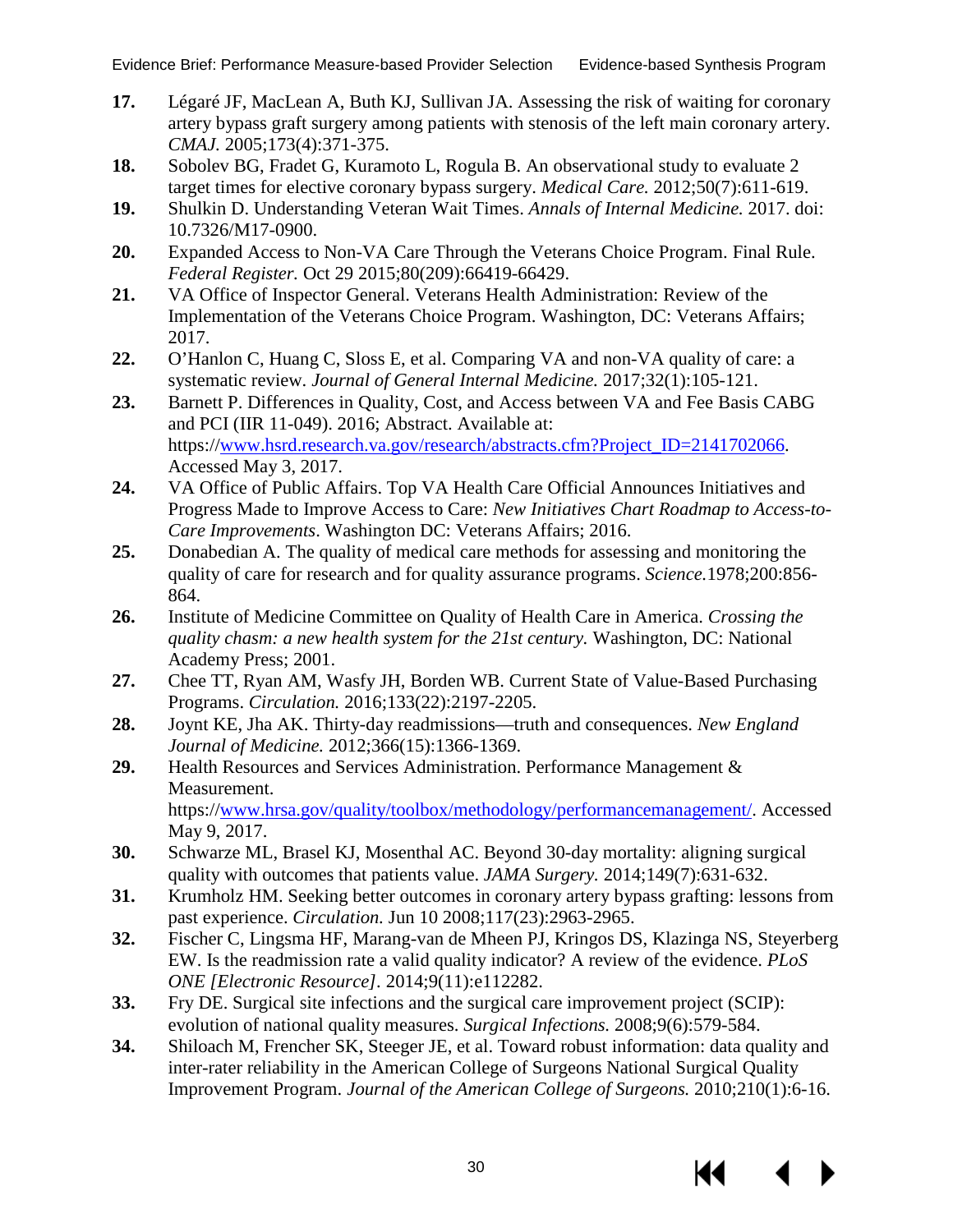17. Légaré JF, MacLean A, Buth KJ, Sullivan JA. Assessing the risk of waiting for coronary artery bypass graft surgery among patients with stenosis of the left main coronary artery. *CMAJ.* 2005;173(4):371-375.
18. Sobolev BG, Fradet G, Kuramoto L, Rogula B. An observational study to evaluate 2 target times for elective coronary bypass surgery. *Medical Care.* 2012;50(7):611-619.
19. Shulkin D. Understanding Veteran Wait Times. *Annals of Internal Medicine.* 2017. doi: 10.7326/M17-0900.
20. Expanded Access to Non-VA Care Through the Veterans Choice Program. Final Rule. *Federal Register.* Oct 29 2015;80(209):66419-66429.
21. VA Office of Inspector General. Veterans Health Administration: Review of the Implementation of the Veterans Choice Program. Washington, DC: Veterans Affairs; 2017.
22. O'Hanlon C, Huang C, Sloss E, et al. Comparing VA and non-VA quality of care: a systematic review. *Journal of General Internal Medicine.* 2017;32(1):105-121.
23. Barnett P. Differences in Quality, Cost, and Access between VA and Fee Basis CABG and PCI (IIR 11-049). 2016; Abstract. Available at: https://www.hsrd.research.va.gov/research/abstracts.cfm?Project_ID=2141702066. Accessed May 3, 2017.
24. VA Office of Public Affairs. Top VA Health Care Official Announces Initiatives and Progress Made to Improve Access to Care: *New Initiatives Chart Roadmap to Access-to-Care Improvements*. Washington DC: Veterans Affairs; 2016.
25. Donabedian A. The quality of medical care methods for assessing and monitoring the quality of care for research and for quality assurance programs. *Science.*1978;200:856-864.
26. Institute of Medicine Committee on Quality of Health Care in America. *Crossing the quality chasm: a new health system for the 21st century.* Washington, DC: National Academy Press; 2001.
27. Chee TT, Ryan AM, Wasfy JH, Borden WB. Current State of Value-Based Purchasing Programs. *Circulation.* 2016;133(22):2197-2205.
28. Joynt KE, Jha AK. Thirty-day readmissions—truth and consequences. *New England Journal of Medicine.* 2012;366(15):1366-1369.
29. Health Resources and Services Administration. Performance Management & Measurement. https://www.hrsa.gov/quality/toolbox/methodology/performancemanagement/. Accessed May 9, 2017.
30. Schwarze ML, Brasel KJ, Mosenthal AC. Beyond 30-day mortality: aligning surgical quality with outcomes that patients value. *JAMA Surgery.* 2014;149(7):631-632.
31. Krumholz HM. Seeking better outcomes in coronary artery bypass grafting: lessons from past experience. *Circulation.* Jun 10 2008;117(23):2963-2965.
32. Fischer C, Lingsma HF, Marang-van de Mheen PJ, Kringos DS, Klazinga NS, Steyerberg EW. Is the readmission rate a valid quality indicator? A review of the evidence. *PLoS ONE [Electronic Resource]*. 2014;9(11):e112282.
33. Fry DE. Surgical site infections and the surgical care improvement project (SCIP): evolution of national quality measures. *Surgical Infections.* 2008;9(6):579-584.
34. Shiloach M, Frencher SK, Steeger JE, et al. Toward robust information: data quality and inter-rater reliability in the American College of Surgeons National Surgical Quality Improvement Program. *Journal of the American College of Surgeons.* 2010;210(1):6-16.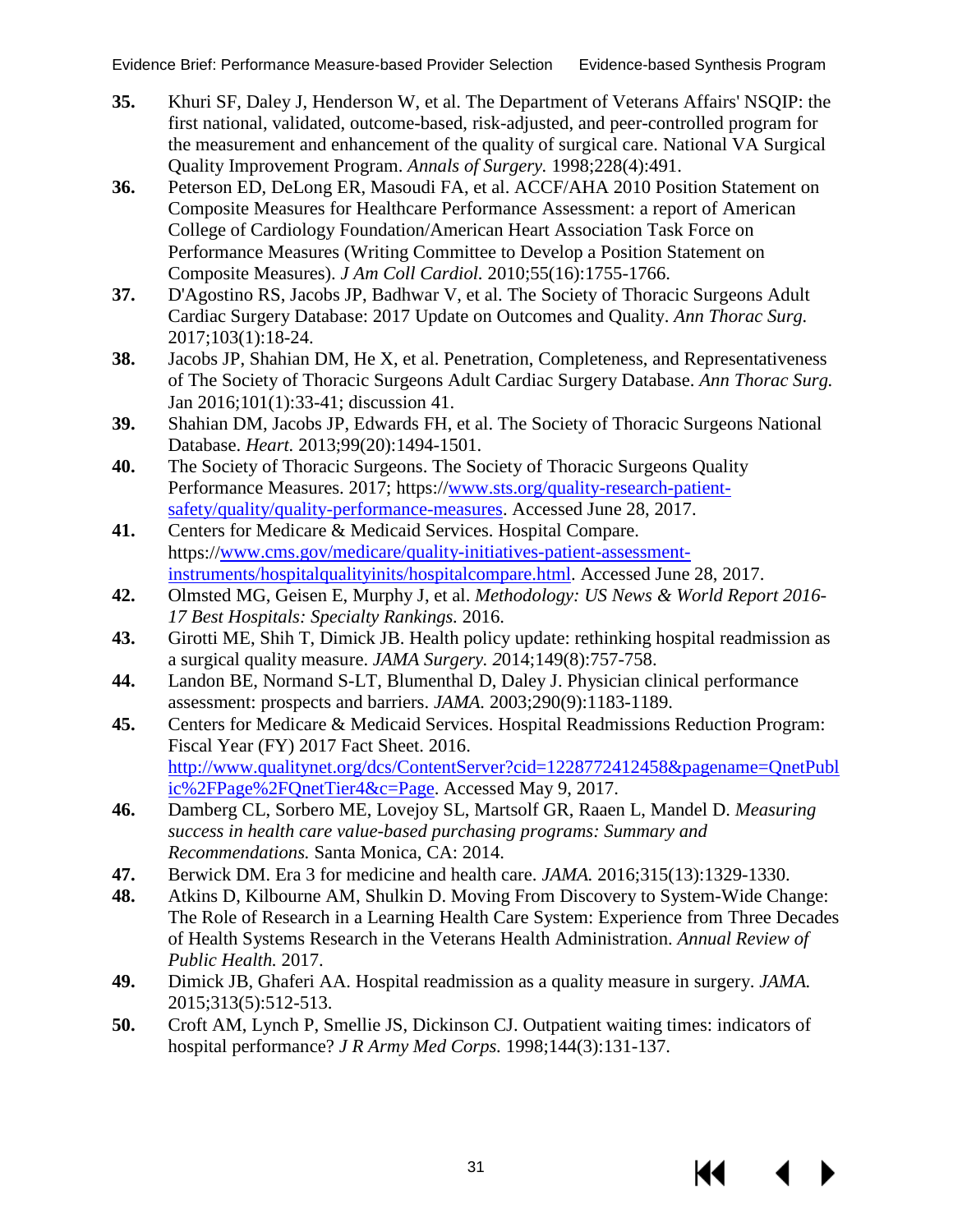35. Khuri SF, Daley J, Henderson W, et al. The Department of Veterans Affairs' NSQIP: the first national, validated, outcome-based, risk-adjusted, and peer-controlled program for the measurement and enhancement of the quality of surgical care. National VA Surgical Quality Improvement Program. *Annals of Surgery.* 1998;228(4):491.
36. Peterson ED, DeLong ER, Masoudi FA, et al. ACCF/AHA 2010 Position Statement on Composite Measures for Healthcare Performance Assessment: a report of American College of Cardiology Foundation/American Heart Association Task Force on Performance Measures (Writing Committee to Develop a Position Statement on Composite Measures). *J Am Coll Cardiol.* 2010;55(16):1755-1766.
37. D'Agostino RS, Jacobs JP, Badhwar V, et al. The Society of Thoracic Surgeons Adult Cardiac Surgery Database: 2017 Update on Outcomes and Quality. *Ann Thorac Surg.* 2017;103(1):18-24.
38. Jacobs JP, Shahian DM, He X, et al. Penetration, Completeness, and Representativeness of The Society of Thoracic Surgeons Adult Cardiac Surgery Database. *Ann Thorac Surg.* Jan 2016;101(1):33-41; discussion 41.
39. Shahian DM, Jacobs JP, Edwards FH, et al. The Society of Thoracic Surgeons National Database. *Heart.* 2013;99(20):1494-1501.
40. The Society of Thoracic Surgeons. The Society of Thoracic Surgeons Quality Performance Measures. 2017; https://www.sts.org/quality-research-patient-safety/quality/quality-performance-measures. Accessed June 28, 2017.
41. Centers for Medicare & Medicaid Services. Hospital Compare. https://www.cms.gov/medicare/quality-initiatives-patient-assessment-instruments/hospitalqualityinits/hospitalcompare.html. Accessed June 28, 2017.
42. Olmsted MG, Geisen E, Murphy J, et al. *Methodology: US News & World Report 2016-17 Best Hospitals: Specialty Rankings.* 2016.
43. Girotti ME, Shih T, Dimick JB. Health policy update: rethinking hospital readmission as a surgical quality measure. *JAMA Surgery. 2*014;149(8):757-758.
44. Landon BE, Normand S-LT, Blumenthal D, Daley J. Physician clinical performance assessment: prospects and barriers. *JAMA.* 2003;290(9):1183-1189.
45. Centers for Medicare & Medicaid Services. Hospital Readmissions Reduction Program: Fiscal Year (FY) 2017 Fact Sheet. 2016. http://www.qualitynet.org/dcs/ContentServer?cid=1228772412458&pagename=QnetPublic%2FPage%2FQnetTier4&c=Page. Accessed May 9, 2017.
46. Damberg CL, Sorbero ME, Lovejoy SL, Martsolf GR, Raaen L, Mandel D. *Measuring success in health care value-based purchasing programs: Summary and Recommendations.* Santa Monica, CA: 2014.
47. Berwick DM. Era 3 for medicine and health care. *JAMA.* 2016;315(13):1329-1330.
48. Atkins D, Kilbourne AM, Shulkin D. Moving From Discovery to System-Wide Change: The Role of Research in a Learning Health Care System: Experience from Three Decades of Health Systems Research in the Veterans Health Administration. *Annual Review of Public Health.* 2017.
49. Dimick JB, Ghaferi AA. Hospital readmission as a quality measure in surgery. *JAMA.* 2015;313(5):512-513.
50. Croft AM, Lynch P, Smellie JS, Dickinson CJ. Outpatient waiting times: indicators of hospital performance? *J R Army Med Corps.* 1998;144(3):131-137.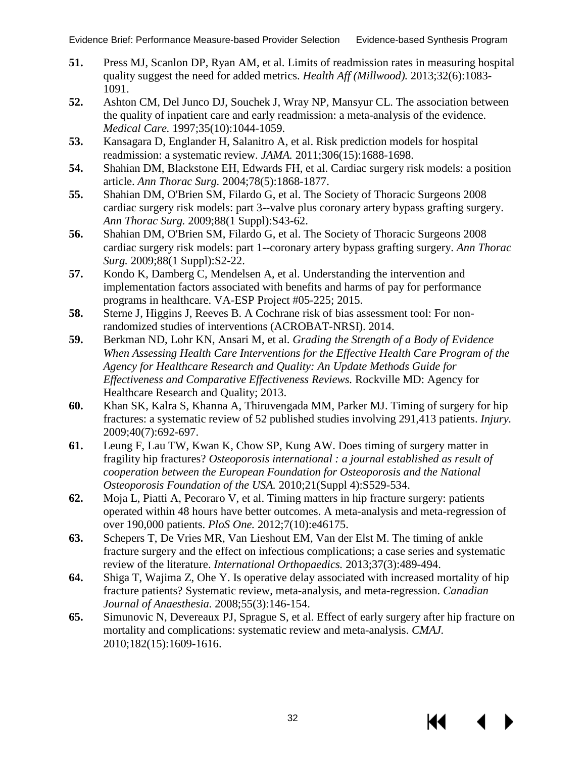51. Press MJ, Scanlon DP, Ryan AM, et al. Limits of readmission rates in measuring hospital quality suggest the need for added metrics. *Health Aff (Millwood).* 2013;32(6):1083-1091.
52. Ashton CM, Del Junco DJ, Souchek J, Wray NP, Mansyur CL. The association between the quality of inpatient care and early readmission: a meta-analysis of the evidence. *Medical Care.* 1997;35(10):1044-1059.
53. Kansagara D, Englander H, Salanitro A, et al. Risk prediction models for hospital readmission: a systematic review. *JAMA.* 2011;306(15):1688-1698.
54. Shahian DM, Blackstone EH, Edwards FH, et al. Cardiac surgery risk models: a position article. *Ann Thorac Surg.* 2004;78(5):1868-1877.
55. Shahian DM, O'Brien SM, Filardo G, et al. The Society of Thoracic Surgeons 2008 cardiac surgery risk models: part 3--valve plus coronary artery bypass grafting surgery. *Ann Thorac Surg.* 2009;88(1 Suppl):S43-62.
56. Shahian DM, O'Brien SM, Filardo G, et al. The Society of Thoracic Surgeons 2008 cardiac surgery risk models: part 1--coronary artery bypass grafting surgery. *Ann Thorac Surg.* 2009;88(1 Suppl):S2-22.
57. Kondo K, Damberg C, Mendelsen A, et al. Understanding the intervention and implementation factors associated with benefits and harms of pay for performance programs in healthcare. VA-ESP Project #05-225; 2015.
58. Sterne J, Higgins J, Reeves B. A Cochrane risk of bias assessment tool: For non-randomized studies of interventions (ACROBAT-NRSI). 2014.
59. Berkman ND, Lohr KN, Ansari M, et al. *Grading the Strength of a Body of Evidence When Assessing Health Care Interventions for the Effective Health Care Program of the Agency for Healthcare Research and Quality: An Update Methods Guide for Effectiveness and Comparative Effectiveness Reviews.* Rockville MD: Agency for Healthcare Research and Quality; 2013.
60. Khan SK, Kalra S, Khanna A, Thiruvengada MM, Parker MJ. Timing of surgery for hip fractures: a systematic review of 52 published studies involving 291,413 patients. *Injury.* 2009;40(7):692-697.
61. Leung F, Lau TW, Kwan K, Chow SP, Kung AW. Does timing of surgery matter in fragility hip fractures? *Osteoporosis international : a journal established as result of cooperation between the European Foundation for Osteoporosis and the National Osteoporosis Foundation of the USA.* 2010;21(Suppl 4):S529-534.
62. Moja L, Piatti A, Pecoraro V, et al. Timing matters in hip fracture surgery: patients operated within 48 hours have better outcomes. A meta-analysis and meta-regression of over 190,000 patients. *PloS One.* 2012;7(10):e46175.
63. Schepers T, De Vries MR, Van Lieshout EM, Van der Elst M. The timing of ankle fracture surgery and the effect on infectious complications; a case series and systematic review of the literature. *International Orthopaedics.* 2013;37(3):489-494.
64. Shiga T, Wajima Z, Ohe Y. Is operative delay associated with increased mortality of hip fracture patients? Systematic review, meta-analysis, and meta-regression. *Canadian Journal of Anaesthesia.* 2008;55(3):146-154.
65. Simunovic N, Devereaux PJ, Sprague S, et al. Effect of early surgery after hip fracture on mortality and complications: systematic review and meta-analysis. *CMAJ.* 2010;182(15):1609-1616.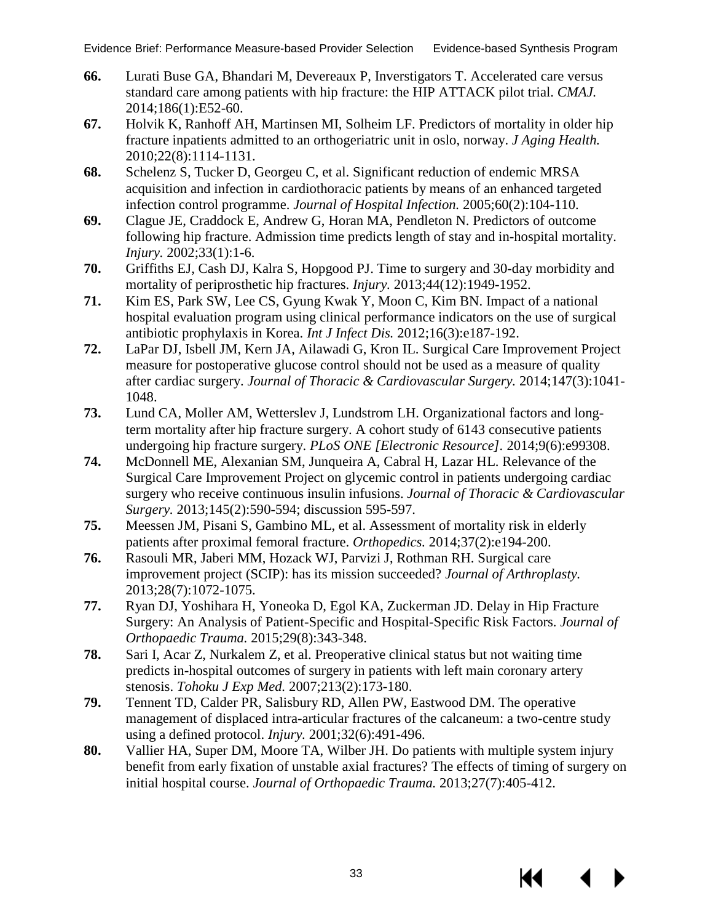**66.** Lurati Buse GA, Bhandari M, Devereaux P, Inverstigators T. Accelerated care versus standard care among patients with hip fracture: the HIP ATTACK pilot trial. *CMAJ.* 2014;186(1):E52-60.

**67.** Holvik K, Ranhoff AH, Martinsen MI, Solheim LF. Predictors of mortality in older hip fracture inpatients admitted to an orthogeriatric unit in oslo, norway. *J Aging Health.* 2010;22(8):1114-1131.

**68.** Schelenz S, Tucker D, Georgeu C, et al. Significant reduction of endemic MRSA acquisition and infection in cardiothoracic patients by means of an enhanced targeted infection control programme. *Journal of Hospital Infection.* 2005;60(2):104-110.

**69.** Clague JE, Craddock E, Andrew G, Horan MA, Pendleton N. Predictors of outcome following hip fracture. Admission time predicts length of stay and in-hospital mortality. *Injury.* 2002;33(1):1-6.

**70.** Griffiths EJ, Cash DJ, Kalra S, Hopgood PJ. Time to surgery and 30-day morbidity and mortality of periprosthetic hip fractures. *Injury.* 2013;44(12):1949-1952.

**71.** Kim ES, Park SW, Lee CS, Gyung Kwak Y, Moon C, Kim BN. Impact of a national hospital evaluation program using clinical performance indicators on the use of surgical antibiotic prophylaxis in Korea. *Int J Infect Dis.* 2012;16(3):e187-192.

**72.** LaPar DJ, Isbell JM, Kern JA, Ailawadi G, Kron IL. Surgical Care Improvement Project measure for postoperative glucose control should not be used as a measure of quality after cardiac surgery. *Journal of Thoracic & Cardiovascular Surgery.* 2014;147(3):1041-1048.

**73.** Lund CA, Moller AM, Wetterslev J, Lundstrom LH. Organizational factors and long-term mortality after hip fracture surgery. A cohort study of 6143 consecutive patients undergoing hip fracture surgery. *PLoS ONE [Electronic Resource].* 2014;9(6):e99308.

**74.** McDonnell ME, Alexanian SM, Junqueira A, Cabral H, Lazar HL. Relevance of the Surgical Care Improvement Project on glycemic control in patients undergoing cardiac surgery who receive continuous insulin infusions. *Journal of Thoracic & Cardiovascular Surgery.* 2013;145(2):590-594; discussion 595-597.

**75.** Meessen JM, Pisani S, Gambino ML, et al. Assessment of mortality risk in elderly patients after proximal femoral fracture. *Orthopedics.* 2014;37(2):e194-200.

**76.** Rasouli MR, Jaberi MM, Hozack WJ, Parvizi J, Rothman RH. Surgical care improvement project (SCIP): has its mission succeeded? *Journal of Arthroplasty.* 2013;28(7):1072-1075.

**77.** Ryan DJ, Yoshihara H, Yoneoka D, Egol KA, Zuckerman JD. Delay in Hip Fracture Surgery: An Analysis of Patient-Specific and Hospital-Specific Risk Factors. *Journal of Orthopaedic Trauma.* 2015;29(8):343-348.

**78.** Sari I, Acar Z, Nurkalem Z, et al. Preoperative clinical status but not waiting time predicts in-hospital outcomes of surgery in patients with left main coronary artery stenosis. *Tohoku J Exp Med.* 2007;213(2):173-180.

**79.** Tennent TD, Calder PR, Salisbury RD, Allen PW, Eastwood DM. The operative management of displaced intra-articular fractures of the calcaneum: a two-centre study using a defined protocol. *Injury.* 2001;32(6):491-496.

**80.** Vallier HA, Super DM, Moore TA, Wilber JH. Do patients with multiple system injury benefit from early fixation of unstable axial fractures? The effects of timing of surgery on initial hospital course. *Journal of Orthopaedic Trauma.* 2013;27(7):405-412.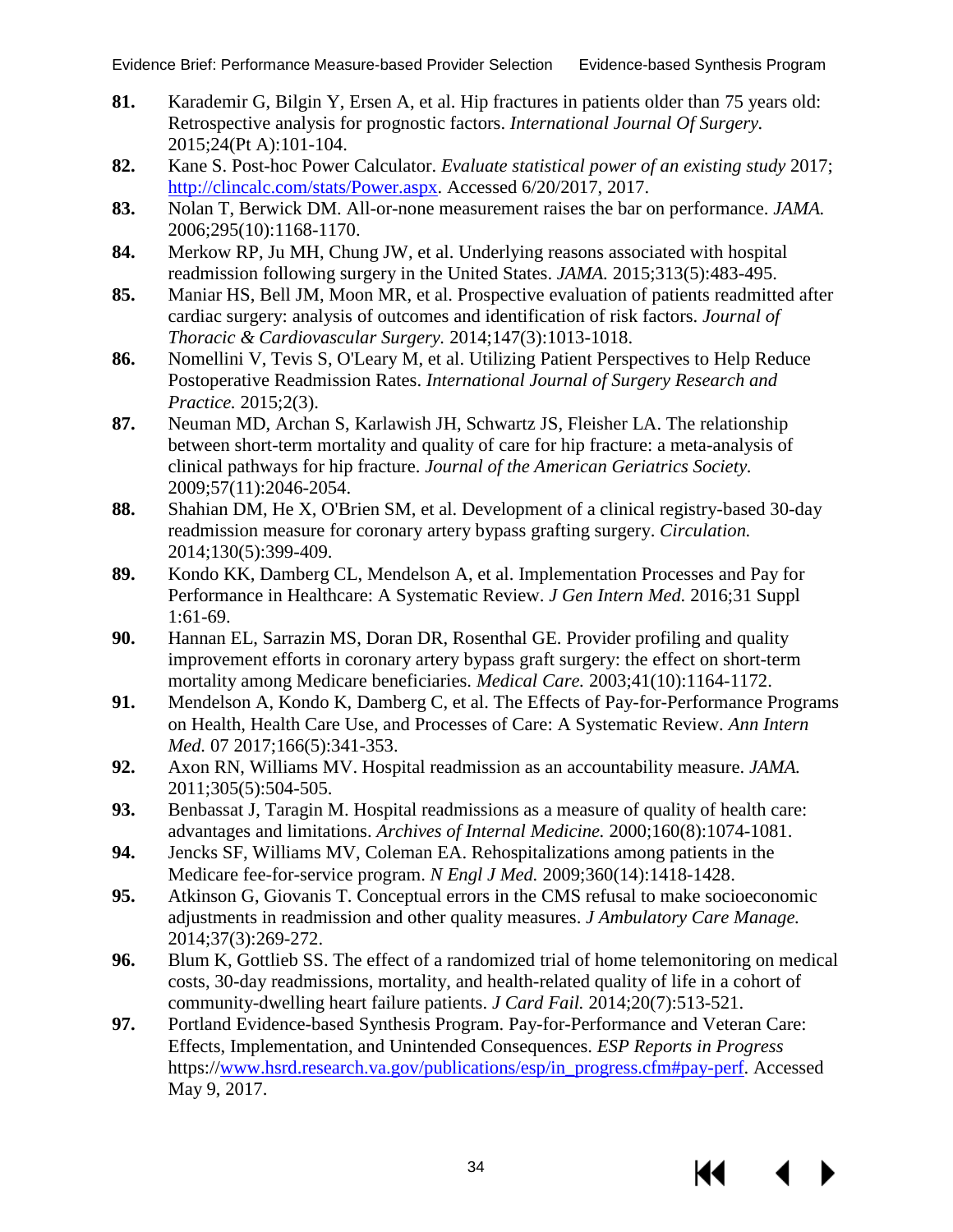81. Karademir G, Bilgin Y, Ersen A, et al. Hip fractures in patients older than 75 years old: Retrospective analysis for prognostic factors. *International Journal Of Surgery.* 2015;24(Pt A):101-104.
82. Kane S. Post-hoc Power Calculator. *Evaluate statistical power of an existing study* 2017; http://clincalc.com/stats/Power.aspx. Accessed 6/20/2017, 2017.
83. Nolan T, Berwick DM. All-or-none measurement raises the bar on performance. *JAMA.* 2006;295(10):1168-1170.
84. Merkow RP, Ju MH, Chung JW, et al. Underlying reasons associated with hospital readmission following surgery in the United States. *JAMA.* 2015;313(5):483-495.
85. Maniar HS, Bell JM, Moon MR, et al. Prospective evaluation of patients readmitted after cardiac surgery: analysis of outcomes and identification of risk factors. *Journal of Thoracic & Cardiovascular Surgery.* 2014;147(3):1013-1018.
86. Nomellini V, Tevis S, O'Leary M, et al. Utilizing Patient Perspectives to Help Reduce Postoperative Readmission Rates. *International Journal of Surgery Research and Practice.* 2015;2(3).
87. Neuman MD, Archan S, Karlawish JH, Schwartz JS, Fleisher LA. The relationship between short-term mortality and quality of care for hip fracture: a meta-analysis of clinical pathways for hip fracture. *Journal of the American Geriatrics Society.* 2009;57(11):2046-2054.
88. Shahian DM, He X, O'Brien SM, et al. Development of a clinical registry-based 30-day readmission measure for coronary artery bypass grafting surgery. *Circulation.* 2014;130(5):399-409.
89. Kondo KK, Damberg CL, Mendelson A, et al. Implementation Processes and Pay for Performance in Healthcare: A Systematic Review. *J Gen Intern Med.* 2016;31 Suppl 1:61-69.
90. Hannan EL, Sarrazin MS, Doran DR, Rosenthal GE. Provider profiling and quality improvement efforts in coronary artery bypass graft surgery: the effect on short-term mortality among Medicare beneficiaries. *Medical Care.* 2003;41(10):1164-1172.
91. Mendelson A, Kondo K, Damberg C, et al. The Effects of Pay-for-Performance Programs on Health, Health Care Use, and Processes of Care: A Systematic Review. *Ann Intern Med.* 07 2017;166(5):341-353.
92. Axon RN, Williams MV. Hospital readmission as an accountability measure. *JAMA.* 2011;305(5):504-505.
93. Benbassat J, Taragin M. Hospital readmissions as a measure of quality of health care: advantages and limitations. *Archives of Internal Medicine.* 2000;160(8):1074-1081.
94. Jencks SF, Williams MV, Coleman EA. Rehospitalizations among patients in the Medicare fee-for-service program. *N Engl J Med.* 2009;360(14):1418-1428.
95. Atkinson G, Giovanis T. Conceptual errors in the CMS refusal to make socioeconomic adjustments in readmission and other quality measures. *J Ambulatory Care Manage.* 2014;37(3):269-272.
96. Blum K, Gottlieb SS. The effect of a randomized trial of home telemonitoring on medical costs, 30-day readmissions, mortality, and health-related quality of life in a cohort of community-dwelling heart failure patients. *J Card Fail.* 2014;20(7):513-521.
97. Portland Evidence-based Synthesis Program. Pay-for-Performance and Veteran Care: Effects, Implementation, and Unintended Consequences. *ESP Reports in Progress* https://www.hsrd.research.va.gov/publications/esp/in_progress.cfm#pay-perf. Accessed May 9, 2017.